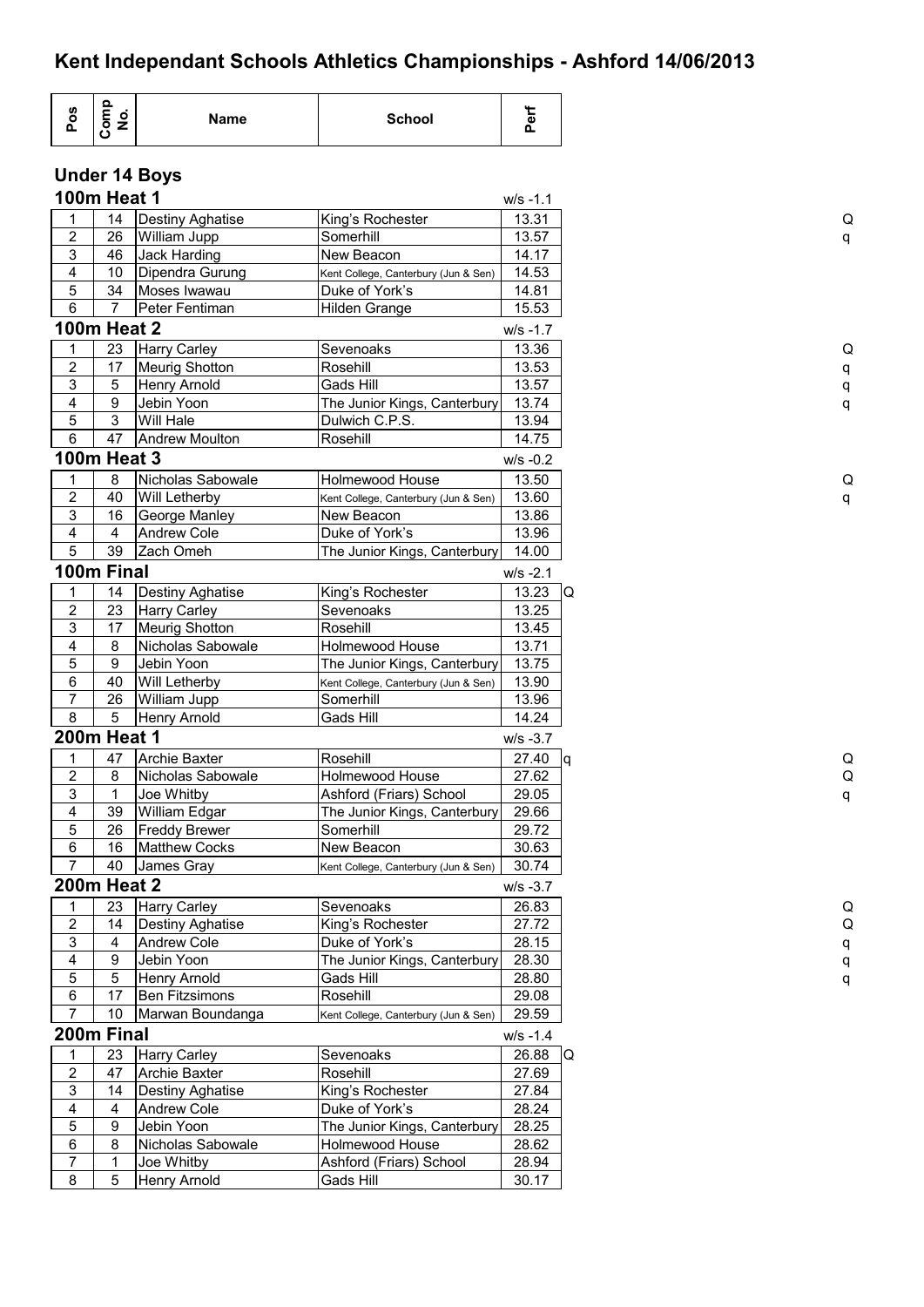# Kent Independant Schools Athletics Championships - Ashford 14/06/2013

## Under 14 Boys

### 100m Heat 1

w/s -1.1

| Pos | Comp No. | Name | School | Perf | | |
|---|---|---|---|---|---|---|
| 1 | 14 | Destiny Aghatise | King's Rochester | 13.31 | | Q |
| 2 | 26 | William Jupp | Somerhill | 13.57 | | q |
| 3 | 46 | Jack Harding | New Beacon | 14.17 | | |
| 4 | 10 | Dipendra Gurung | Kent College, Canterbury (Jun & Sen) | 14.53 | | |
| 5 | 34 | Moses Iwawau | Duke of York's | 14.81 | | |
| 6 | 7 | Peter Fentiman | Hilden Grange | 15.53 | | |

### 100m Heat 2

w/s -1.7

| Pos | Comp No. | Name | School | Perf | | |
|---|---|---|---|---|---|---|
| 1 | 23 | Harry Carley | Sevenoaks | 13.36 | | Q |
| 2 | 17 | Meurig Shotton | Rosehill | 13.53 | | q |
| 3 | 5 | Henry Arnold | Gads Hill | 13.57 | | q |
| 4 | 9 | Jebin Yoon | The Junior Kings, Canterbury | 13.74 | | q |
| 5 | 3 | Will Hale | Dulwich C.P.S. | 13.94 | | |
| 6 | 47 | Andrew Moulton | Rosehill | 14.75 | | |

### 100m Heat 3

w/s -0.2

| Pos | Comp No. | Name | School | Perf | | |
|---|---|---|---|---|---|---|
| 1 | 8 | Nicholas Sabowale | Holmewood House | 13.50 | | Q |
| 2 | 40 | Will Letherby | Kent College, Canterbury (Jun & Sen) | 13.60 | | q |
| 3 | 16 | George Manley | New Beacon | 13.86 | | |
| 4 | 4 | Andrew Cole | Duke of York's | 13.96 | | |
| 5 | 39 | Zach Omeh | The Junior Kings, Canterbury | 14.00 | | |

### 100m Final

w/s -2.1

| Pos | Comp No. | Name | School | Perf | |
|---|---|---|---|---|---|
| 1 | 14 | Destiny Aghatise | King's Rochester | 13.23 | Q |
| 2 | 23 | Harry Carley | Sevenoaks | 13.25 | |
| 3 | 17 | Meurig Shotton | Rosehill | 13.45 | |
| 4 | 8 | Nicholas Sabowale | Holmewood House | 13.71 | |
| 5 | 9 | Jebin Yoon | The Junior Kings, Canterbury | 13.75 | |
| 6 | 40 | Will Letherby | Kent College, Canterbury (Jun & Sen) | 13.90 | |
| 7 | 26 | William Jupp | Somerhill | 13.96 | |
| 8 | 5 | Henry Arnold | Gads Hill | 14.24 | |

### 200m Heat 1

w/s -3.7

| Pos | Comp No. | Name | School | Perf | | |
|---|---|---|---|---|---|---|
| 1 | 47 | Archie Baxter | Rosehill | 27.40 | q | Q |
| 2 | 8 | Nicholas Sabowale | Holmewood House | 27.62 | | Q |
| 3 | 1 | Joe Whitby | Ashford (Friars) School | 29.05 | | q |
| 4 | 39 | William Edgar | The Junior Kings, Canterbury | 29.66 | | |
| 5 | 26 | Freddy Brewer | Somerhill | 29.72 | | |
| 6 | 16 | Matthew Cocks | New Beacon | 30.63 | | |
| 7 | 40 | James Gray | Kent College, Canterbury (Jun & Sen) | 30.74 | | |

### 200m Heat 2

w/s -3.7

| Pos | Comp No. | Name | School | Perf | | |
|---|---|---|---|---|---|---|
| 1 | 23 | Harry Carley | Sevenoaks | 26.83 | | Q |
| 2 | 14 | Destiny Aghatise | King's Rochester | 27.72 | | Q |
| 3 | 4 | Andrew Cole | Duke of York's | 28.15 | | q |
| 4 | 9 | Jebin Yoon | The Junior Kings, Canterbury | 28.30 | | q |
| 5 | 5 | Henry Arnold | Gads Hill | 28.80 | | q |
| 6 | 17 | Ben Fitzsimons | Rosehill | 29.08 | | |
| 7 | 10 | Marwan Boundanga | Kent College, Canterbury (Jun & Sen) | 29.59 | | |

### 200m Final

w/s -1.4

| Pos | Comp No. | Name | School | Perf | |
|---|---|---|---|---|---|
| 1 | 23 | Harry Carley | Sevenoaks | 26.88 | Q |
| 2 | 47 | Archie Baxter | Rosehill | 27.69 | |
| 3 | 14 | Destiny Aghatise | King's Rochester | 27.84 | |
| 4 | 4 | Andrew Cole | Duke of York's | 28.24 | |
| 5 | 9 | Jebin Yoon | The Junior Kings, Canterbury | 28.25 | |
| 6 | 8 | Nicholas Sabowale | Holmewood House | 28.62 | |
| 7 | 1 | Joe Whitby | Ashford (Friars) School | 28.94 | |
| 8 | 5 | Henry Arnold | Gads Hill | 30.17 | |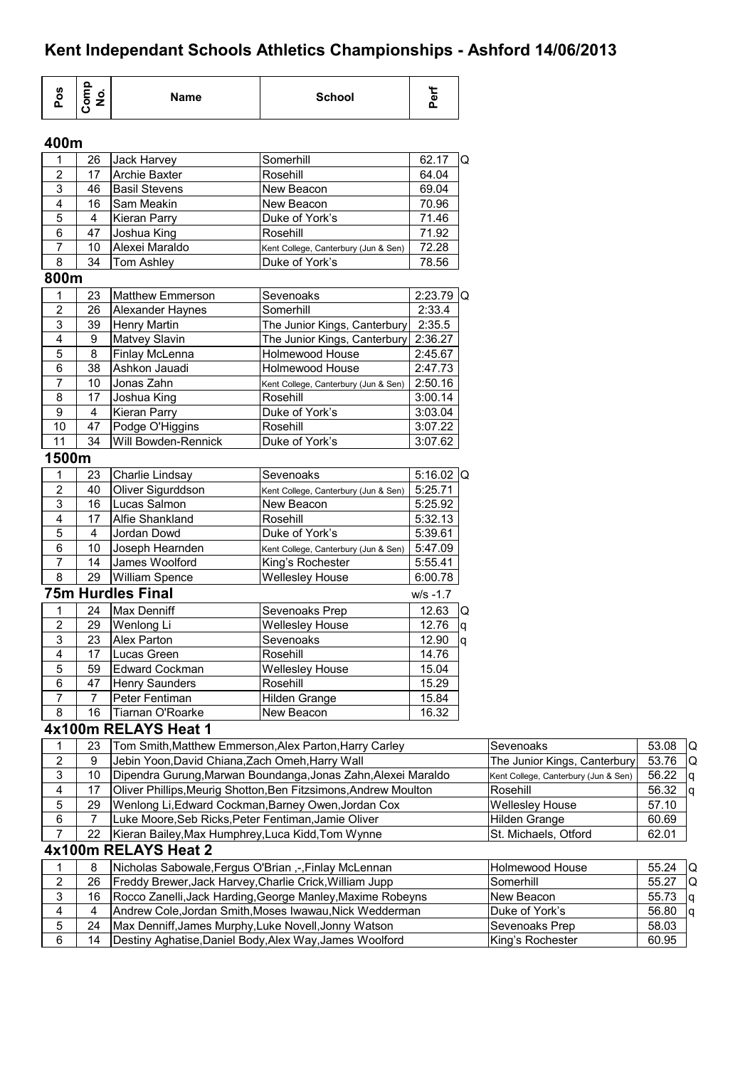# Kent Independant Schools Athletics Championships - Ashford 14/06/2013

## 400m

| Pos | Comp No. | Name | School | Perf | |
|---|---|---|---|---|---|
| 1 | 26 | Jack Harvey | Somerhill | 62.17 | Q |
| 2 | 17 | Archie Baxter | Rosehill | 64.04 | |
| 3 | 46 | Basil Stevens | New Beacon | 69.04 | |
| 4 | 16 | Sam Meakin | New Beacon | 70.96 | |
| 5 | 4 | Kieran Parry | Duke of York's | 71.46 | |
| 6 | 47 | Joshua King | Rosehill | 71.92 | |
| 7 | 10 | Alexei Maraldo | Kent College, Canterbury (Jun & Sen) | 72.28 | |
| 8 | 34 | Tom Ashley | Duke of York's | 78.56 | |

## 800m

| Pos | Comp No. | Name | School | Perf | |
|---|---|---|---|---|---|
| 1 | 23 | Matthew Emmerson | Sevenoaks | 2:23.79 | Q |
| 2 | 26 | Alexander Haynes | Somerhill | 2:33.4 | |
| 3 | 39 | Henry Martin | The Junior Kings, Canterbury | 2:35.5 | |
| 4 | 9 | Matvey Slavin | The Junior Kings, Canterbury | 2:36.27 | |
| 5 | 8 | Finlay McLenna | Holmewood House | 2:45.67 | |
| 6 | 38 | Ashkon Jauadi | Holmewood House | 2:47.73 | |
| 7 | 10 | Jonas Zahn | Kent College, Canterbury (Jun & Sen) | 2:50.16 | |
| 8 | 17 | Joshua King | Rosehill | 3:00.14 | |
| 9 | 4 | Kieran Parry | Duke of York's | 3:03.04 | |
| 10 | 47 | Podge O'Higgins | Rosehill | 3:07.22 | |
| 11 | 34 | Will Bowden-Rennick | Duke of York's | 3:07.62 | |

## 1500m

| Pos | Comp No. | Name | School | Perf | |
|---|---|---|---|---|---|
| 1 | 23 | Charlie Lindsay | Sevenoaks | 5:16.02 | Q |
| 2 | 40 | Oliver Sigurddson | Kent College, Canterbury (Jun & Sen) | 5:25.71 | |
| 3 | 16 | Lucas Salmon | New Beacon | 5:25.92 | |
| 4 | 17 | Alfie Shankland | Rosehill | 5:32.13 | |
| 5 | 4 | Jordan Dowd | Duke of York's | 5:39.61 | |
| 6 | 10 | Joseph Hearnden | Kent College, Canterbury (Jun & Sen) | 5:47.09 | |
| 7 | 14 | James Woolford | King's Rochester | 5:55.41 | |
| 8 | 29 | William Spence | Wellesley House | 6:00.78 | |

## 75m Hurdles Final

w/s -1.7

| Pos | Comp No. | Name | School | Perf | |
|---|---|---|---|---|---|
| 1 | 24 | Max Denniff | Sevenoaks Prep | 12.63 | Q |
| 2 | 29 | Wenlong Li | Wellesley House | 12.76 | q |
| 3 | 23 | Alex Parton | Sevenoaks | 12.90 | q |
| 4 | 17 | Lucas Green | Rosehill | 14.76 | |
| 5 | 59 | Edward Cockman | Wellesley House | 15.04 | |
| 6 | 47 | Henry Saunders | Rosehill | 15.29 | |
| 7 | 7 | Peter Fentiman | Hilden Grange | 15.84 | |
| 8 | 16 | Tiarnan O'Roarke | New Beacon | 16.32 | |

## 4x100m RELAYS Heat 1

| Pos | Comp No. | Name | School | Perf | |
|---|---|---|---|---|---|
| 1 | 23 | Tom Smith,Matthew Emmerson,Alex Parton,Harry Carley | Sevenoaks | 53.08 | Q |
| 2 | 9 | Jebin Yoon,David Chiana,Zach Omeh,Harry Wall | The Junior Kings, Canterbury | 53.76 | Q |
| 3 | 10 | Dipendra Gurung,Marwan Boundanga,Jonas Zahn,Alexei Maraldo | Kent College, Canterbury (Jun & Sen) | 56.22 | q |
| 4 | 17 | Oliver Phillips,Meurig Shotton,Ben Fitzsimons,Andrew Moulton | Rosehill | 56.32 | q |
| 5 | 29 | Wenlong Li,Edward Cockman,Barney Owen,Jordan Cox | Wellesley House | 57.10 | |
| 6 | 7 | Luke Moore,Seb Ricks,Peter Fentiman,Jamie Oliver | Hilden Grange | 60.69 | |
| 7 | 22 | Kieran Bailey,Max Humphrey,Luca Kidd,Tom Wynne | St. Michaels, Otford | 62.01 | |

## 4x100m RELAYS Heat 2

| Pos | Comp No. | Name | School | Perf | |
|---|---|---|---|---|---|
| 1 | 8 | Nicholas Sabowale,Fergus O'Brian ,-,Finlay McLennan | Holmewood House | 55.24 | Q |
| 2 | 26 | Freddy Brewer,Jack Harvey,Charlie Crick,William Jupp | Somerhill | 55.27 | Q |
| 3 | 16 | Rocco Zanelli,Jack Harding,George Manley,Maxime Robeyns | New Beacon | 55.73 | q |
| 4 | 4 | Andrew Cole,Jordan Smith,Moses Iwawau,Nick Wedderman | Duke of York's | 56.80 | q |
| 5 | 24 | Max Denniff,James Murphy,Luke Novell,Jonny Watson | Sevenoaks Prep | 58.03 | |
| 6 | 14 | Destiny Aghatise,Daniel Body,Alex Way,James Woolford | King's Rochester | 60.95 | |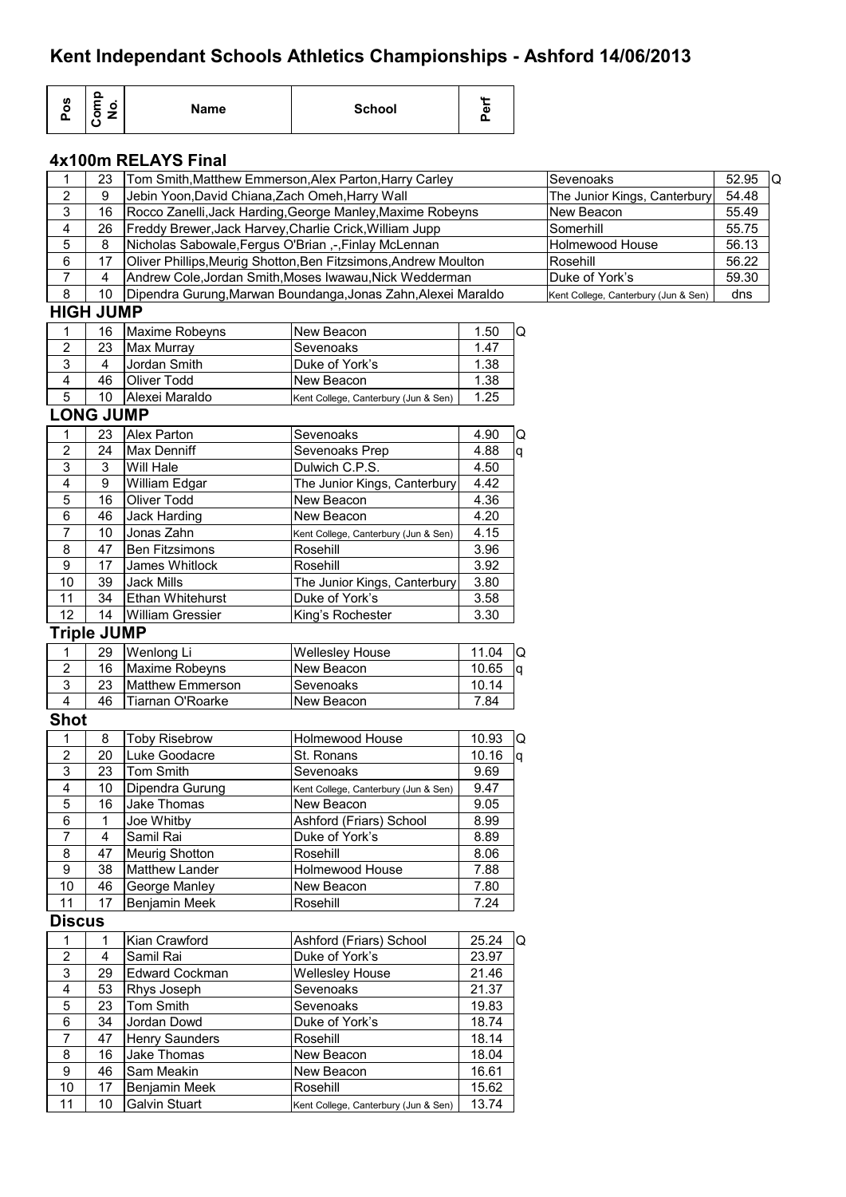# Kent Independant Schools Athletics Championships - Ashford 14/06/2013

## 4x100m RELAYS Final

| Pos | Comp No. | Name | School | Perf | |
|---|---|---|---|---|---|
| 1 | 23 | Tom Smith,Matthew Emmerson,Alex Parton,Harry Carley | Sevenoaks | 52.95 | Q |
| 2 | 9 | Jebin Yoon,David Chiana,Zach Omeh,Harry Wall | The Junior Kings, Canterbury | 54.48 | |
| 3 | 16 | Rocco Zanelli,Jack Harding,George Manley,Maxime Robeyns | New Beacon | 55.49 | |
| 4 | 26 | Freddy Brewer,Jack Harvey,Charlie Crick,William Jupp | Somerhill | 55.75 | |
| 5 | 8 | Nicholas Sabowale,Fergus O'Brian ,-,Finlay McLennan | Holmewood House | 56.13 | |
| 6 | 17 | Oliver Phillips,Meurig Shotton,Ben Fitzsimons,Andrew Moulton | Rosehill | 56.22 | |
| 7 | 4 | Andrew Cole,Jordan Smith,Moses Iwawau,Nick Wedderman | Duke of York's | 59.30 | |
| 8 | 10 | Dipendra Gurung,Marwan Boundanga,Jonas Zahn,Alexei Maraldo | Kent College, Canterbury (Jun & Sen) | dns | |

## HIGH JUMP

| Pos | Comp No. | Name | School | Perf | |
|---|---|---|---|---|---|
| 1 | 16 | Maxime Robeyns | New Beacon | 1.50 | Q |
| 2 | 23 | Max Murray | Sevenoaks | 1.47 | |
| 3 | 4 | Jordan Smith | Duke of York's | 1.38 | |
| 4 | 46 | Oliver Todd | New Beacon | 1.38 | |
| 5 | 10 | Alexei Maraldo | Kent College, Canterbury (Jun & Sen) | 1.25 | |

## LONG JUMP

| Pos | Comp No. | Name | School | Perf | |
|---|---|---|---|---|---|
| 1 | 23 | Alex Parton | Sevenoaks | 4.90 | Q |
| 2 | 24 | Max Denniff | Sevenoaks Prep | 4.88 | q |
| 3 | 3 | Will Hale | Dulwich C.P.S. | 4.50 | |
| 4 | 9 | William Edgar | The Junior Kings, Canterbury | 4.42 | |
| 5 | 16 | Oliver Todd | New Beacon | 4.36 | |
| 6 | 46 | Jack Harding | New Beacon | 4.20 | |
| 7 | 10 | Jonas Zahn | Kent College, Canterbury (Jun & Sen) | 4.15 | |
| 8 | 47 | Ben Fitzsimons | Rosehill | 3.96 | |
| 9 | 17 | James Whitlock | Rosehill | 3.92 | |
| 10 | 39 | Jack Mills | The Junior Kings, Canterbury | 3.80 | |
| 11 | 34 | Ethan Whitehurst | Duke of York's | 3.58 | |
| 12 | 14 | William Gressier | King's Rochester | 3.30 | |

## Triple JUMP

| Pos | Comp No. | Name | School | Perf | |
|---|---|---|---|---|---|
| 1 | 29 | Wenlong Li | Wellesley House | 11.04 | Q |
| 2 | 16 | Maxime Robeyns | New Beacon | 10.65 | q |
| 3 | 23 | Matthew Emmerson | Sevenoaks | 10.14 | |
| 4 | 46 | Tiarnan O'Roarke | New Beacon | 7.84 | |

## Shot

| Pos | Comp No. | Name | School | Perf | |
|---|---|---|---|---|---|
| 1 | 8 | Toby Risebrow | Holmewood House | 10.93 | Q |
| 2 | 20 | Luke Goodacre | St. Ronans | 10.16 | q |
| 3 | 23 | Tom Smith | Sevenoaks | 9.69 | |
| 4 | 10 | Dipendra Gurung | Kent College, Canterbury (Jun & Sen) | 9.47 | |
| 5 | 16 | Jake Thomas | New Beacon | 9.05 | |
| 6 | 1 | Joe Whitby | Ashford (Friars) School | 8.99 | |
| 7 | 4 | Samil Rai | Duke of York's | 8.89 | |
| 8 | 47 | Meurig Shotton | Rosehill | 8.06 | |
| 9 | 38 | Matthew Lander | Holmewood House | 7.88 | |
| 10 | 46 | George Manley | New Beacon | 7.80 | |
| 11 | 17 | Benjamin Meek | Rosehill | 7.24 | |

## Discus

| Pos | Comp No. | Name | School | Perf | |
|---|---|---|---|---|---|
| 1 | 1 | Kian Crawford | Ashford (Friars) School | 25.24 | Q |
| 2 | 4 | Samil Rai | Duke of York's | 23.97 | |
| 3 | 29 | Edward Cockman | Wellesley House | 21.46 | |
| 4 | 53 | Rhys Joseph | Sevenoaks | 21.37 | |
| 5 | 23 | Tom Smith | Sevenoaks | 19.83 | |
| 6 | 34 | Jordan Dowd | Duke of York's | 18.74 | |
| 7 | 47 | Henry Saunders | Rosehill | 18.14 | |
| 8 | 16 | Jake Thomas | New Beacon | 18.04 | |
| 9 | 46 | Sam Meakin | New Beacon | 16.61 | |
| 10 | 17 | Benjamin Meek | Rosehill | 15.62 | |
| 11 | 10 | Galvin Stuart | Kent College, Canterbury (Jun & Sen) | 13.74 | |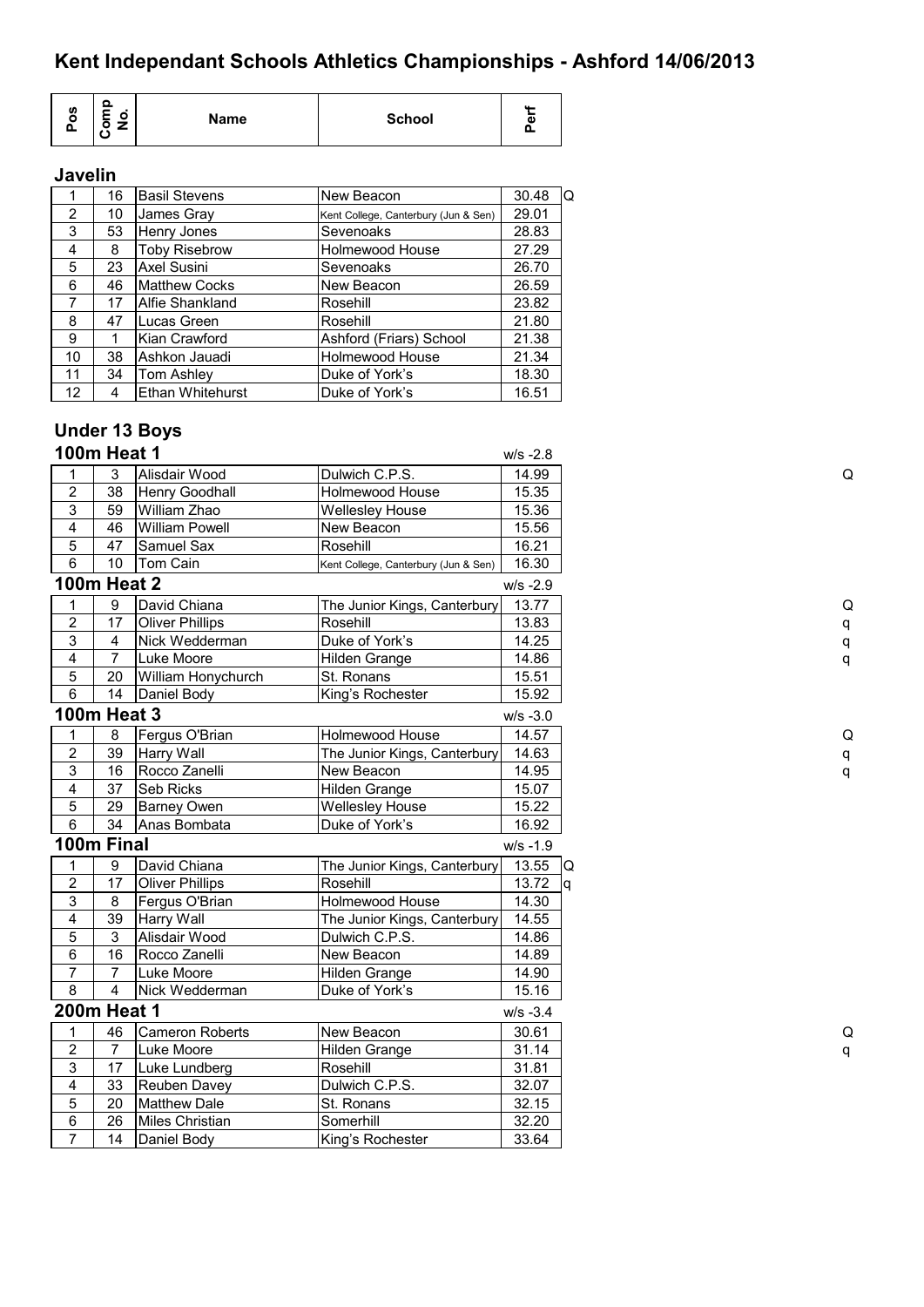# Kent Independant Schools Athletics Championships - Ashford 14/06/2013

## Javelin

| Pos | Comp No. | Name | School | Perf | |
|---|---|---|---|---|---|
| 1 | 16 | Basil Stevens | New Beacon | 30.48 | Q |
| 2 | 10 | James Gray | Kent College, Canterbury (Jun & Sen) | 29.01 | |
| 3 | 53 | Henry Jones | Sevenoaks | 28.83 | |
| 4 | 8 | Toby Risebrow | Holmewood House | 27.29 | |
| 5 | 23 | Axel Susini | Sevenoaks | 26.70 | |
| 6 | 46 | Matthew Cocks | New Beacon | 26.59 | |
| 7 | 17 | Alfie Shankland | Rosehill | 23.82 | |
| 8 | 47 | Lucas Green | Rosehill | 21.80 | |
| 9 | 1 | Kian Crawford | Ashford (Friars) School | 21.38 | |
| 10 | 38 | Ashkon Jauadi | Holmewood House | 21.34 | |
| 11 | 34 | Tom Ashley | Duke of York's | 18.30 | |
| 12 | 4 | Ethan Whitehurst | Duke of York's | 16.51 | |

## Under 13 Boys

### 100m Heat 1 (w/s -2.8)

| Pos | Comp No. | Name | School | Perf | |
|---|---|---|---|---|---|
| 1 | 3 | Alisdair Wood | Dulwich C.P.S. | 14.99 | Q |
| 2 | 38 | Henry Goodhall | Holmewood House | 15.35 | |
| 3 | 59 | William Zhao | Wellesley House | 15.36 | |
| 4 | 46 | William Powell | New Beacon | 15.56 | |
| 5 | 47 | Samuel Sax | Rosehill | 16.21 | |
| 6 | 10 | Tom Cain | Kent College, Canterbury (Jun & Sen) | 16.30 | |

### 100m Heat 2 (w/s -2.9)

| Pos | Comp No. | Name | School | Perf | |
|---|---|---|---|---|---|
| 1 | 9 | David Chiana | The Junior Kings, Canterbury | 13.77 | Q |
| 2 | 17 | Oliver Phillips | Rosehill | 13.83 | q |
| 3 | 4 | Nick Wedderman | Duke of York's | 14.25 | q |
| 4 | 7 | Luke Moore | Hilden Grange | 14.86 | q |
| 5 | 20 | William Honychurch | St. Ronans | 15.51 | |
| 6 | 14 | Daniel Body | King's Rochester | 15.92 | |

### 100m Heat 3 (w/s -3.0)

| Pos | Comp No. | Name | School | Perf | |
|---|---|---|---|---|---|
| 1 | 8 | Fergus O'Brian | Holmewood House | 14.57 | Q |
| 2 | 39 | Harry Wall | The Junior Kings, Canterbury | 14.63 | q |
| 3 | 16 | Rocco Zanelli | New Beacon | 14.95 | q |
| 4 | 37 | Seb Ricks | Hilden Grange | 15.07 | |
| 5 | 29 | Barney Owen | Wellesley House | 15.22 | |
| 6 | 34 | Anas Bombata | Duke of York's | 16.92 | |

### 100m Final (w/s -1.9)

| Pos | Comp No. | Name | School | Perf | |
|---|---|---|---|---|---|
| 1 | 9 | David Chiana | The Junior Kings, Canterbury | 13.55 | Q |
| 2 | 17 | Oliver Phillips | Rosehill | 13.72 | q |
| 3 | 8 | Fergus O'Brian | Holmewood House | 14.30 | |
| 4 | 39 | Harry Wall | The Junior Kings, Canterbury | 14.55 | |
| 5 | 3 | Alisdair Wood | Dulwich C.P.S. | 14.86 | |
| 6 | 16 | Rocco Zanelli | New Beacon | 14.89 | |
| 7 | 7 | Luke Moore | Hilden Grange | 14.90 | |
| 8 | 4 | Nick Wedderman | Duke of York's | 15.16 | |

### 200m Heat 1 (w/s -3.4)

| Pos | Comp No. | Name | School | Perf | |
|---|---|---|---|---|---|
| 1 | 46 | Cameron Roberts | New Beacon | 30.61 | Q |
| 2 | 7 | Luke Moore | Hilden Grange | 31.14 | q |
| 3 | 17 | Luke Lundberg | Rosehill | 31.81 | |
| 4 | 33 | Reuben Davey | Dulwich C.P.S. | 32.07 | |
| 5 | 20 | Matthew Dale | St. Ronans | 32.15 | |
| 6 | 26 | Miles Christian | Somerhill | 32.20 | |
| 7 | 14 | Daniel Body | King's Rochester | 33.64 | |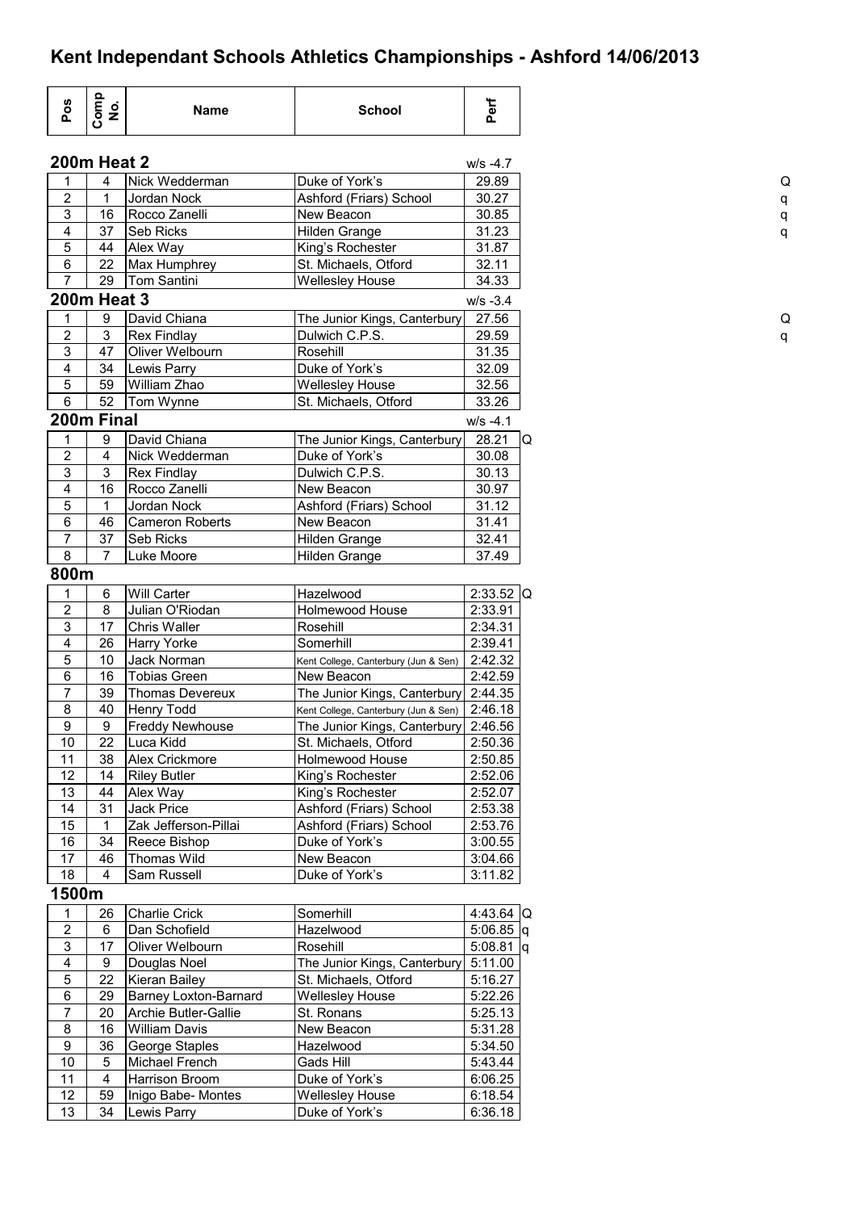# Kent Independant Schools Athletics Championships - Ashford 14/06/2013

| Pos | Comp No. | Name | School | Perf | |
|---|---|---|---|---|---|

## 200m Heat 2

w/s -4.7

| Pos | Comp No. | Name | School | Perf | |
|---|---|---|---|---|---|
| 1 | 4 | Nick Wedderman | Duke of York's | 29.89 | Q |
| 2 | 1 | Jordan Nock | Ashford (Friars) School | 30.27 | q |
| 3 | 16 | Rocco Zanelli | New Beacon | 30.85 | q |
| 4 | 37 | Seb Ricks | Hilden Grange | 31.23 | q |
| 5 | 44 | Alex Way | King's Rochester | 31.87 | |
| 6 | 22 | Max Humphrey | St. Michaels, Otford | 32.11 | |
| 7 | 29 | Tom Santini | Wellesley House | 34.33 | |

## 200m Heat 3

w/s -3.4

| Pos | Comp No. | Name | School | Perf | |
|---|---|---|---|---|---|
| 1 | 9 | David Chiana | The Junior Kings, Canterbury | 27.56 | Q |
| 2 | 3 | Rex Findlay | Dulwich C.P.S. | 29.59 | q |
| 3 | 47 | Oliver Welbourn | Rosehill | 31.35 | |
| 4 | 34 | Lewis Parry | Duke of York's | 32.09 | |
| 5 | 59 | William Zhao | Wellesley House | 32.56 | |
| 6 | 52 | Tom Wynne | St. Michaels, Otford | 33.26 | |

## 200m Final

w/s -4.1

| Pos | Comp No. | Name | School | Perf | |
|---|---|---|---|---|---|
| 1 | 9 | David Chiana | The Junior Kings, Canterbury | 28.21 | Q |
| 2 | 4 | Nick Wedderman | Duke of York's | 30.08 | |
| 3 | 3 | Rex Findlay | Dulwich C.P.S. | 30.13 | |
| 4 | 16 | Rocco Zanelli | New Beacon | 30.97 | |
| 5 | 1 | Jordan Nock | Ashford (Friars) School | 31.12 | |
| 6 | 46 | Cameron Roberts | New Beacon | 31.41 | |
| 7 | 37 | Seb Ricks | Hilden Grange | 32.41 | |
| 8 | 7 | Luke Moore | Hilden Grange | 37.49 | |

## 800m

| Pos | Comp No. | Name | School | Perf | |
|---|---|---|---|---|---|
| 1 | 6 | Will Carter | Hazelwood | 2:33.52 | Q |
| 2 | 8 | Julian O'Riodan | Holmewood House | 2:33.91 | |
| 3 | 17 | Chris Waller | Rosehill | 2:34.31 | |
| 4 | 26 | Harry Yorke | Somerhill | 2:39.41 | |
| 5 | 10 | Jack Norman | Kent College, Canterbury (Jun & Sen) | 2:42.32 | |
| 6 | 16 | Tobias Green | New Beacon | 2:42.59 | |
| 7 | 39 | Thomas Devereux | The Junior Kings, Canterbury | 2:44.35 | |
| 8 | 40 | Henry Todd | Kent College, Canterbury (Jun & Sen) | 2:46.18 | |
| 9 | 9 | Freddy Newhouse | The Junior Kings, Canterbury | 2:46.56 | |
| 10 | 22 | Luca Kidd | St. Michaels, Otford | 2:50.36 | |
| 11 | 38 | Alex Crickmore | Holmewood House | 2:50.85 | |
| 12 | 14 | Riley Butler | King's Rochester | 2:52.06 | |
| 13 | 44 | Alex Way | King's Rochester | 2:52.07 | |
| 14 | 31 | Jack Price | Ashford (Friars) School | 2:53.38 | |
| 15 | 1 | Zak Jefferson-Pillai | Ashford (Friars) School | 2:53.76 | |
| 16 | 34 | Reece Bishop | Duke of York's | 3:00.55 | |
| 17 | 46 | Thomas Wild | New Beacon | 3:04.66 | |
| 18 | 4 | Sam Russell | Duke of York's | 3:11.82 | |

## 1500m

| Pos | Comp No. | Name | School | Perf | |
|---|---|---|---|---|---|
| 1 | 26 | Charlie Crick | Somerhill | 4:43.64 | Q |
| 2 | 6 | Dan Schofield | Hazelwood | 5:06.85 | q |
| 3 | 17 | Oliver Welbourn | Rosehill | 5:08.81 | q |
| 4 | 9 | Douglas Noel | The Junior Kings, Canterbury | 5:11.00 | |
| 5 | 22 | Kieran Bailey | St. Michaels, Otford | 5:16.27 | |
| 6 | 29 | Barney Loxton-Barnard | Wellesley House | 5:22.26 | |
| 7 | 20 | Archie Butler-Gallie | St. Ronans | 5:25.13 | |
| 8 | 16 | William Davis | New Beacon | 5:31.28 | |
| 9 | 36 | George Staples | Hazelwood | 5:34.50 | |
| 10 | 5 | Michael French | Gads Hill | 5:43.44 | |
| 11 | 4 | Harrison Broom | Duke of York's | 6:06.25 | |
| 12 | 59 | Inigo Babe- Montes | Wellesley House | 6:18.54 | |
| 13 | 34 | Lewis Parry | Duke of York's | 6:36.18 | |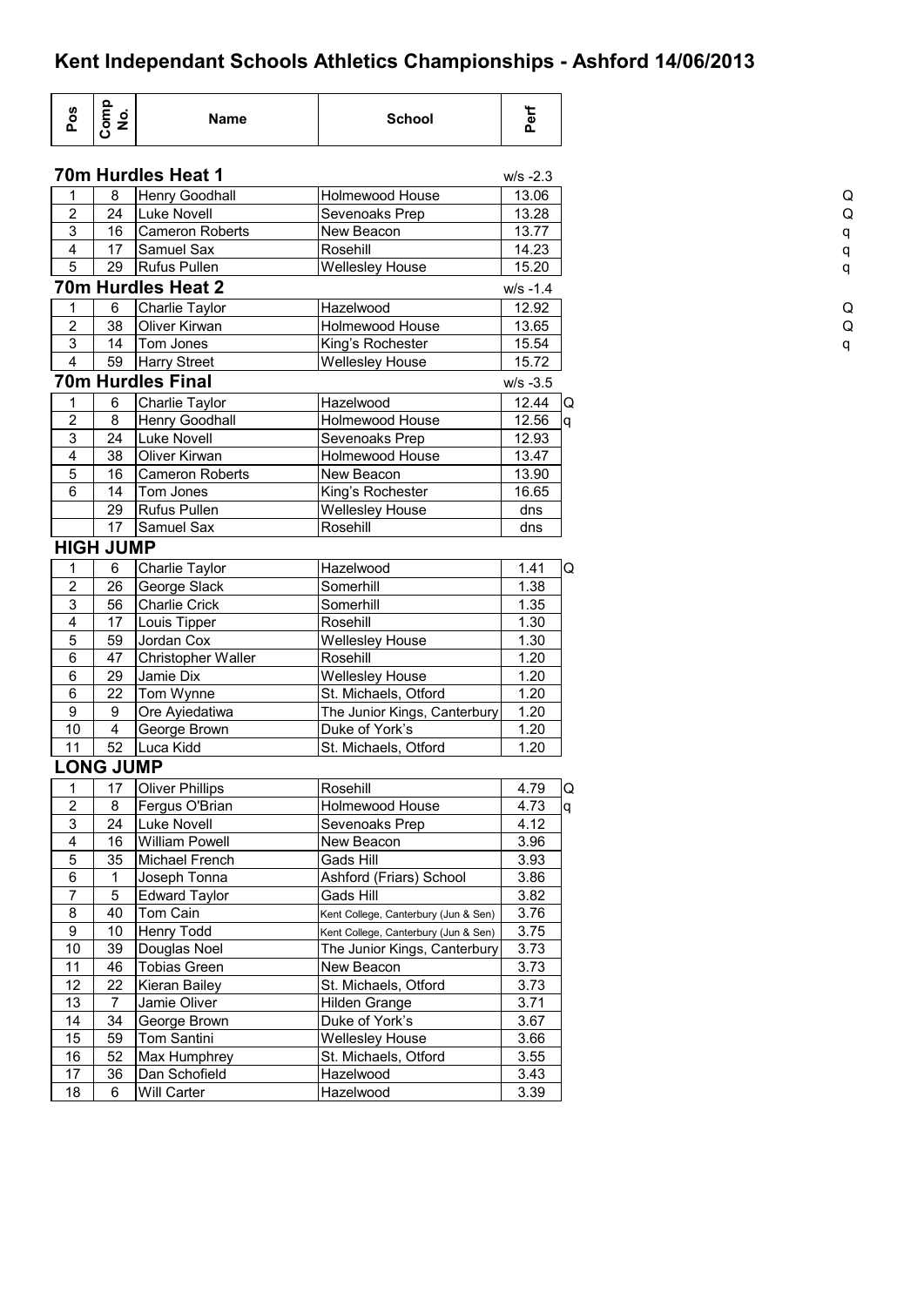# Kent Independant Schools Athletics Championships - Ashford 14/06/2013

| Pos | Comp No. | Name | School | Perf | |
|---|---|---|---|---|---|
| **70m Hurdles Heat 1** | | | | w/s -2.3 | |
| 1 | 8 | Henry Goodhall | Holmewood House | 13.06 | Q |
| 2 | 24 | Luke Novell | Sevenoaks Prep | 13.28 | Q |
| 3 | 16 | Cameron Roberts | New Beacon | 13.77 | q |
| 4 | 17 | Samuel Sax | Rosehill | 14.23 | q |
| 5 | 29 | Rufus Pullen | Wellesley House | 15.20 | q |
| **70m Hurdles Heat 2** | | | | w/s -1.4 | |
| 1 | 6 | Charlie Taylor | Hazelwood | 12.92 | Q |
| 2 | 38 | Oliver Kirwan | Holmewood House | 13.65 | Q |
| 3 | 14 | Tom Jones | King's Rochester | 15.54 | q |
| 4 | 59 | Harry Street | Wellesley House | 15.72 | |
| **70m Hurdles Final** | | | | w/s -3.5 | |
| 1 | 6 | Charlie Taylor | Hazelwood | 12.44 | Q |
| 2 | 8 | Henry Goodhall | Holmewood House | 12.56 | q |
| 3 | 24 | Luke Novell | Sevenoaks Prep | 12.93 | |
| 4 | 38 | Oliver Kirwan | Holmewood House | 13.47 | |
| 5 | 16 | Cameron Roberts | New Beacon | 13.90 | |
| 6 | 14 | Tom Jones | King's Rochester | 16.65 | |
| | 29 | Rufus Pullen | Wellesley House | dns | |
| | 17 | Samuel Sax | Rosehill | dns | |
| **HIGH JUMP** | | | | | |
| 1 | 6 | Charlie Taylor | Hazelwood | 1.41 | Q |
| 2 | 26 | George Slack | Somerhill | 1.38 | |
| 3 | 56 | Charlie Crick | Somerhill | 1.35 | |
| 4 | 17 | Louis Tipper | Rosehill | 1.30 | |
| 5 | 59 | Jordan Cox | Wellesley House | 1.30 | |
| 6 | 47 | Christopher Waller | Rosehill | 1.20 | |
| 6 | 29 | Jamie Dix | Wellesley House | 1.20 | |
| 6 | 22 | Tom Wynne | St. Michaels, Otford | 1.20 | |
| 9 | 9 | Ore Ayiedatiwa | The Junior Kings, Canterbury | 1.20 | |
| 10 | 4 | George Brown | Duke of York's | 1.20 | |
| 11 | 52 | Luca Kidd | St. Michaels, Otford | 1.20 | |
| **LONG JUMP** | | | | | |
| 1 | 17 | Oliver Phillips | Rosehill | 4.79 | Q |
| 2 | 8 | Fergus O'Brian | Holmewood House | 4.73 | q |
| 3 | 24 | Luke Novell | Sevenoaks Prep | 4.12 | |
| 4 | 16 | William Powell | New Beacon | 3.96 | |
| 5 | 35 | Michael French | Gads Hill | 3.93 | |
| 6 | 1 | Joseph Tonna | Ashford (Friars) School | 3.86 | |
| 7 | 5 | Edward Taylor | Gads Hill | 3.82 | |
| 8 | 40 | Tom Cain | Kent College, Canterbury (Jun & Sen) | 3.76 | |
| 9 | 10 | Henry Todd | Kent College, Canterbury (Jun & Sen) | 3.75 | |
| 10 | 39 | Douglas Noel | The Junior Kings, Canterbury | 3.73 | |
| 11 | 46 | Tobias Green | New Beacon | 3.73 | |
| 12 | 22 | Kieran Bailey | St. Michaels, Otford | 3.73 | |
| 13 | 7 | Jamie Oliver | Hilden Grange | 3.71 | |
| 14 | 34 | George Brown | Duke of York's | 3.67 | |
| 15 | 59 | Tom Santini | Wellesley House | 3.66 | |
| 16 | 52 | Max Humphrey | St. Michaels, Otford | 3.55 | |
| 17 | 36 | Dan Schofield | Hazelwood | 3.43 | |
| 18 | 6 | Will Carter | Hazelwood | 3.39 | |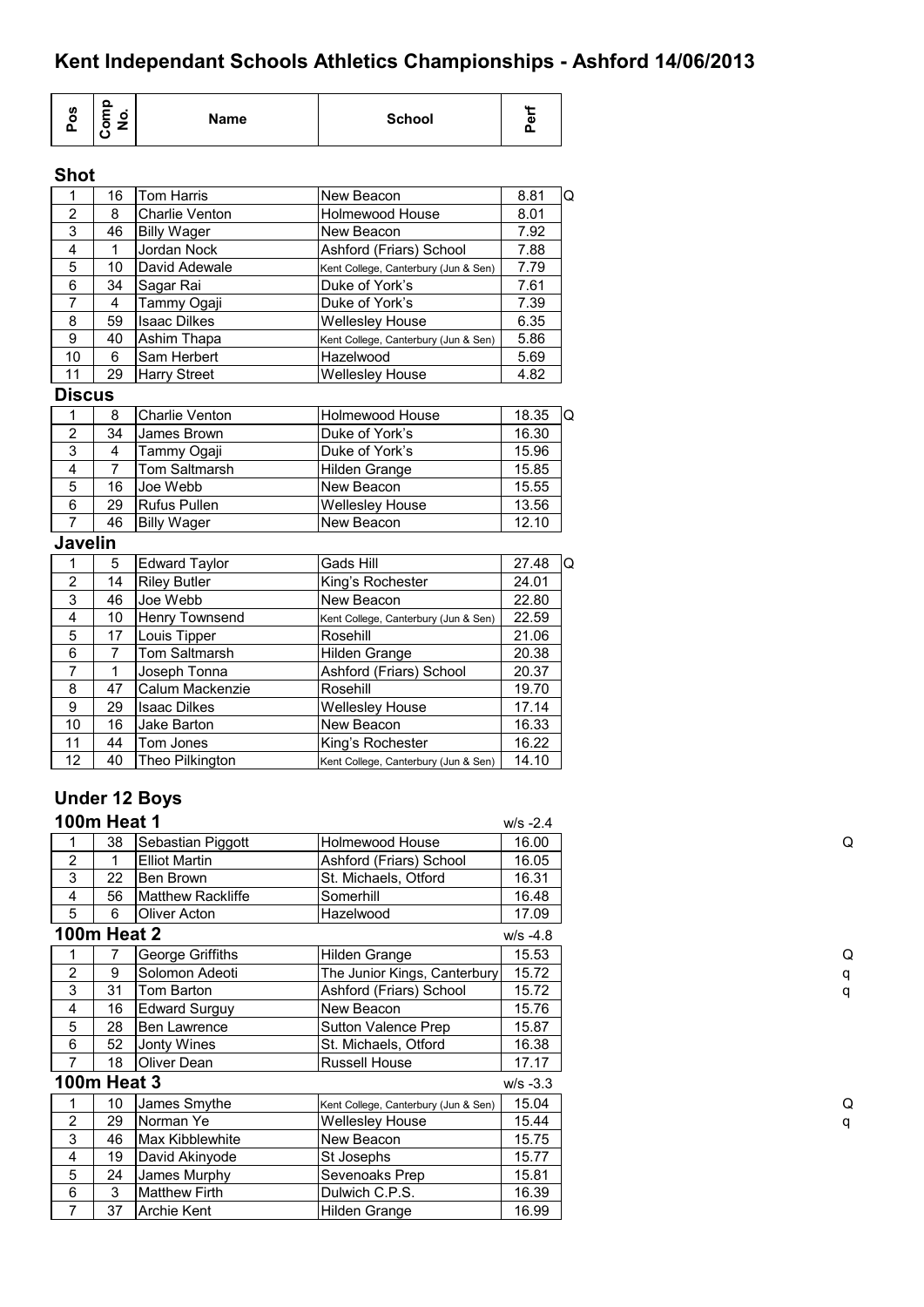# Kent Independant Schools Athletics Championships - Ashford 14/06/2013

| Pos | Comp No. | Name | School | Perf | |
|---|---|---|---|---|---|

### Shot

| Pos | Comp No. | Name | School | Perf | |
|---|---|---|---|---|---|
| 1 | 16 | Tom Harris | New Beacon | 8.81 | Q |
| 2 | 8 | Charlie Venton | Holmewood House | 8.01 | |
| 3 | 46 | Billy Wager | New Beacon | 7.92 | |
| 4 | 1 | Jordan Nock | Ashford (Friars) School | 7.88 | |
| 5 | 10 | David Adewale | Kent College, Canterbury (Jun & Sen) | 7.79 | |
| 6 | 34 | Sagar Rai | Duke of York's | 7.61 | |
| 7 | 4 | Tammy Ogaji | Duke of York's | 7.39 | |
| 8 | 59 | Isaac Dilkes | Wellesley House | 6.35 | |
| 9 | 40 | Ashim Thapa | Kent College, Canterbury (Jun & Sen) | 5.86 | |
| 10 | 6 | Sam Herbert | Hazelwood | 5.69 | |
| 11 | 29 | Harry Street | Wellesley House | 4.82 | |

### Discus

| Pos | Comp No. | Name | School | Perf | |
|---|---|---|---|---|---|
| 1 | 8 | Charlie Venton | Holmewood House | 18.35 | Q |
| 2 | 34 | James Brown | Duke of York's | 16.30 | |
| 3 | 4 | Tammy Ogaji | Duke of York's | 15.96 | |
| 4 | 7 | Tom Saltmarsh | Hilden Grange | 15.85 | |
| 5 | 16 | Joe Webb | New Beacon | 15.55 | |
| 6 | 29 | Rufus Pullen | Wellesley House | 13.56 | |
| 7 | 46 | Billy Wager | New Beacon | 12.10 | |

### Javelin

| Pos | Comp No. | Name | School | Perf | |
|---|---|---|---|---|---|
| 1 | 5 | Edward Taylor | Gads Hill | 27.48 | Q |
| 2 | 14 | Riley Butler | King's Rochester | 24.01 | |
| 3 | 46 | Joe Webb | New Beacon | 22.80 | |
| 4 | 10 | Henry Townsend | Kent College, Canterbury (Jun & Sen) | 22.59 | |
| 5 | 17 | Louis Tipper | Rosehill | 21.06 | |
| 6 | 7 | Tom Saltmarsh | Hilden Grange | 20.38 | |
| 7 | 1 | Joseph Tonna | Ashford (Friars) School | 20.37 | |
| 8 | 47 | Calum Mackenzie | Rosehill | 19.70 | |
| 9 | 29 | Isaac Dilkes | Wellesley House | 17.14 | |
| 10 | 16 | Jake Barton | New Beacon | 16.33 | |
| 11 | 44 | Tom Jones | King's Rochester | 16.22 | |
| 12 | 40 | Theo Pilkington | Kent College, Canterbury (Jun & Sen) | 14.10 | |

## Under 12 Boys

### 100m Heat 1 (w/s -2.4)

| Pos | Comp No. | Name | School | Perf | |
|---|---|---|---|---|---|
| 1 | 38 | Sebastian Piggott | Holmewood House | 16.00 | Q |
| 2 | 1 | Elliot Martin | Ashford (Friars) School | 16.05 | |
| 3 | 22 | Ben Brown | St. Michaels, Otford | 16.31 | |
| 4 | 56 | Matthew Rackliffe | Somerhill | 16.48 | |
| 5 | 6 | Oliver Acton | Hazelwood | 17.09 | |

### 100m Heat 2 (w/s -4.8)

| Pos | Comp No. | Name | School | Perf | |
|---|---|---|---|---|---|
| 1 | 7 | George Griffiths | Hilden Grange | 15.53 | Q |
| 2 | 9 | Solomon Adeoti | The Junior Kings, Canterbury | 15.72 | q |
| 3 | 31 | Tom Barton | Ashford (Friars) School | 15.72 | q |
| 4 | 16 | Edward Surguy | New Beacon | 15.76 | |
| 5 | 28 | Ben Lawrence | Sutton Valence Prep | 15.87 | |
| 6 | 52 | Jonty Wines | St. Michaels, Otford | 16.38 | |
| 7 | 18 | Oliver Dean | Russell House | 17.17 | |

### 100m Heat 3 (w/s -3.3)

| Pos | Comp No. | Name | School | Perf | |
|---|---|---|---|---|---|
| 1 | 10 | James Smythe | Kent College, Canterbury (Jun & Sen) | 15.04 | Q |
| 2 | 29 | Norman Ye | Wellesley House | 15.44 | q |
| 3 | 46 | Max Kibblewhite | New Beacon | 15.75 | |
| 4 | 19 | David Akinyode | St Josephs | 15.77 | |
| 5 | 24 | James Murphy | Sevenoaks Prep | 15.81 | |
| 6 | 3 | Matthew Firth | Dulwich C.P.S. | 16.39 | |
| 7 | 37 | Archie Kent | Hilden Grange | 16.99 | |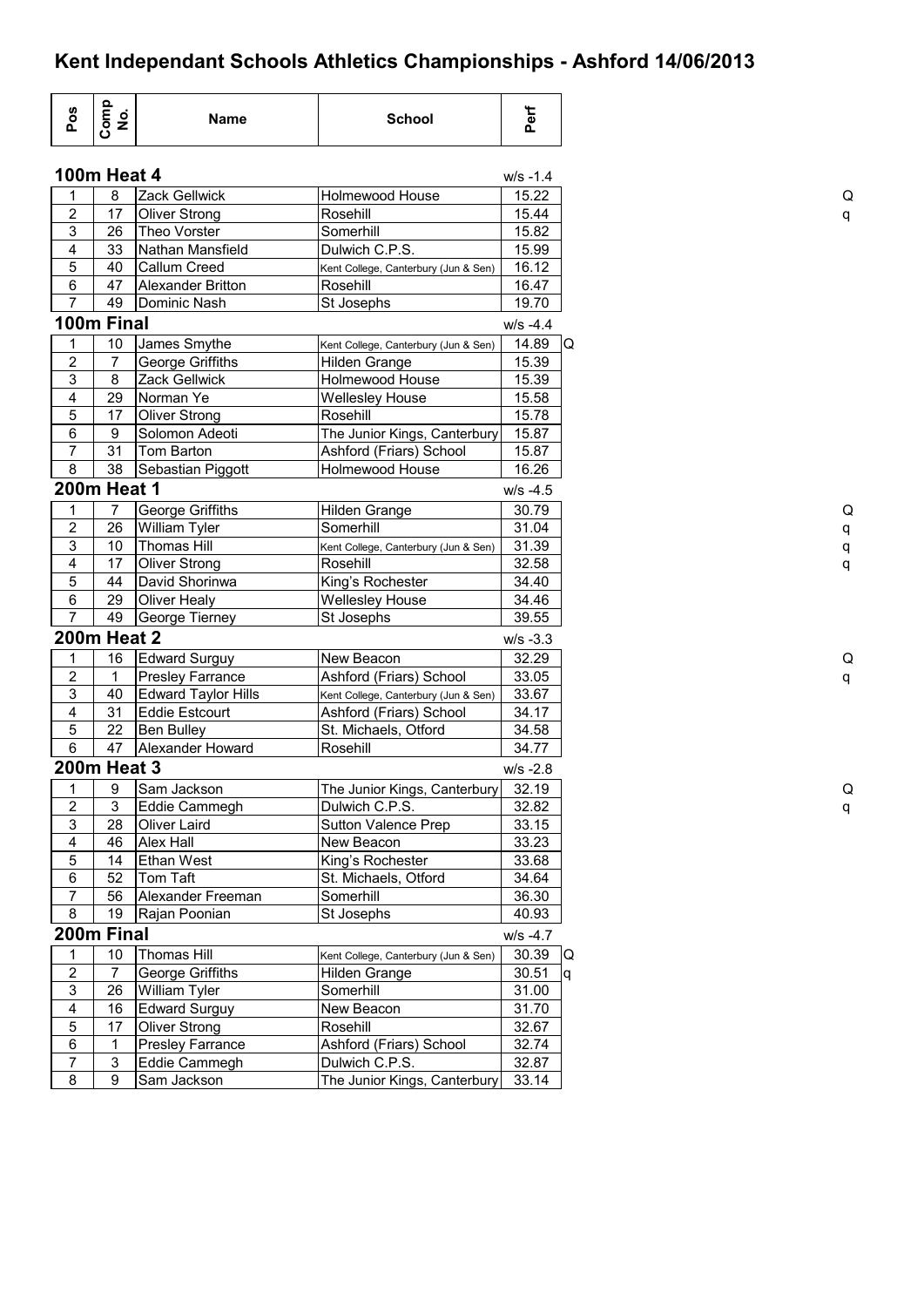# Kent Independant Schools Athletics Championships - Ashford 14/06/2013

| Pos | Comp No. | Name | School | Perf | |
|---|---|---|---|---|---|
| **100m Heat 4** | | | | w/s -1.4 | |
| 1 | 8 | Zack Gellwick | Holmewood House | 15.22 | Q |
| 2 | 17 | Oliver Strong | Rosehill | 15.44 | q |
| 3 | 26 | Theo Vorster | Somerhill | 15.82 | |
| 4 | 33 | Nathan Mansfield | Dulwich C.P.S. | 15.99 | |
| 5 | 40 | Callum Creed | Kent College, Canterbury (Jun & Sen) | 16.12 | |
| 6 | 47 | Alexander Britton | Rosehill | 16.47 | |
| 7 | 49 | Dominic Nash | St Josephs | 19.70 | |
| **100m Final** | | | | w/s -4.4 | |
| 1 | 10 | James Smythe | Kent College, Canterbury (Jun & Sen) | 14.89 | Q |
| 2 | 7 | George Griffiths | Hilden Grange | 15.39 | |
| 3 | 8 | Zack Gellwick | Holmewood House | 15.39 | |
| 4 | 29 | Norman Ye | Wellesley House | 15.58 | |
| 5 | 17 | Oliver Strong | Rosehill | 15.78 | |
| 6 | 9 | Solomon Adeoti | The Junior Kings, Canterbury | 15.87 | |
| 7 | 31 | Tom Barton | Ashford (Friars) School | 15.87 | |
| 8 | 38 | Sebastian Piggott | Holmewood House | 16.26 | |
| **200m Heat 1** | | | | w/s -4.5 | |
| 1 | 7 | George Griffiths | Hilden Grange | 30.79 | Q |
| 2 | 26 | William Tyler | Somerhill | 31.04 | q |
| 3 | 10 | Thomas Hill | Kent College, Canterbury (Jun & Sen) | 31.39 | q |
| 4 | 17 | Oliver Strong | Rosehill | 32.58 | q |
| 5 | 44 | David Shorinwa | King's Rochester | 34.40 | |
| 6 | 29 | Oliver Healy | Wellesley House | 34.46 | |
| 7 | 49 | George Tierney | St Josephs | 39.55 | |
| **200m Heat 2** | | | | w/s -3.3 | |
| 1 | 16 | Edward Surguy | New Beacon | 32.29 | Q |
| 2 | 1 | Presley Farrance | Ashford (Friars) School | 33.05 | q |
| 3 | 40 | Edward Taylor Hills | Kent College, Canterbury (Jun & Sen) | 33.67 | |
| 4 | 31 | Eddie Estcourt | Ashford (Friars) School | 34.17 | |
| 5 | 22 | Ben Bulley | St. Michaels, Otford | 34.58 | |
| 6 | 47 | Alexander Howard | Rosehill | 34.77 | |
| **200m Heat 3** | | | | w/s -2.8 | |
| 1 | 9 | Sam Jackson | The Junior Kings, Canterbury | 32.19 | Q |
| 2 | 3 | Eddie Cammegh | Dulwich C.P.S. | 32.82 | q |
| 3 | 28 | Oliver Laird | Sutton Valence Prep | 33.15 | |
| 4 | 46 | Alex Hall | New Beacon | 33.23 | |
| 5 | 14 | Ethan West | King's Rochester | 33.68 | |
| 6 | 52 | Tom Taft | St. Michaels, Otford | 34.64 | |
| 7 | 56 | Alexander Freeman | Somerhill | 36.30 | |
| 8 | 19 | Rajan Poonian | St Josephs | 40.93 | |
| **200m Final** | | | | w/s -4.7 | |
| 1 | 10 | Thomas Hill | Kent College, Canterbury (Jun & Sen) | 30.39 | Q |
| 2 | 7 | George Griffiths | Hilden Grange | 30.51 | q |
| 3 | 26 | William Tyler | Somerhill | 31.00 | |
| 4 | 16 | Edward Surguy | New Beacon | 31.70 | |
| 5 | 17 | Oliver Strong | Rosehill | 32.67 | |
| 6 | 1 | Presley Farrance | Ashford (Friars) School | 32.74 | |
| 7 | 3 | Eddie Cammegh | Dulwich C.P.S. | 32.87 | |
| 8 | 9 | Sam Jackson | The Junior Kings, Canterbury | 33.14 | |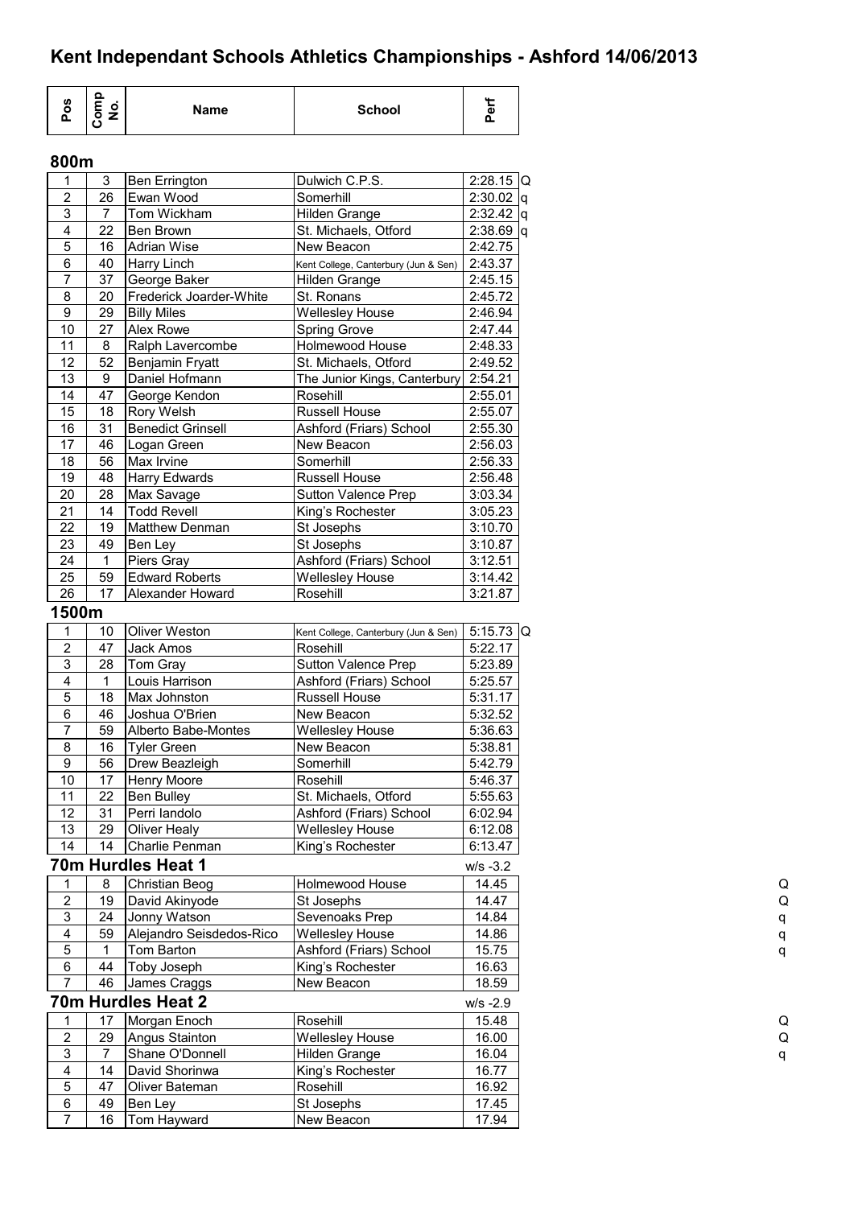# Kent Independant Schools Athletics Championships - Ashford 14/06/2013

## 800m

| Pos | Comp No. | Name | School | Perf | |
|---|---|---|---|---|---|
| 1 | 3 | Ben Errington | Dulwich C.P.S. | 2:28.15 | Q |
| 2 | 26 | Ewan Wood | Somerhill | 2:30.02 | q |
| 3 | 7 | Tom Wickham | Hilden Grange | 2:32.42 | q |
| 4 | 22 | Ben Brown | St. Michaels, Otford | 2:38.69 | q |
| 5 | 16 | Adrian Wise | New Beacon | 2:42.75 | |
| 6 | 40 | Harry Linch | Kent College, Canterbury (Jun & Sen) | 2:43.37 | |
| 7 | 37 | George Baker | Hilden Grange | 2:45.15 | |
| 8 | 20 | Frederick Joarder-White | St. Ronans | 2:45.72 | |
| 9 | 29 | Billy Miles | Wellesley House | 2:46.94 | |
| 10 | 27 | Alex Rowe | Spring Grove | 2:47.44 | |
| 11 | 8 | Ralph Lavercombe | Holmewood House | 2:48.33 | |
| 12 | 52 | Benjamin Fryatt | St. Michaels, Otford | 2:49.52 | |
| 13 | 9 | Daniel Hofmann | The Junior Kings, Canterbury | 2:54.21 | |
| 14 | 47 | George Kendon | Rosehill | 2:55.01 | |
| 15 | 18 | Rory Welsh | Russell House | 2:55.07 | |
| 16 | 31 | Benedict Grinsell | Ashford (Friars) School | 2:55.30 | |
| 17 | 46 | Logan Green | New Beacon | 2:56.03 | |
| 18 | 56 | Max Irvine | Somerhill | 2:56.33 | |
| 19 | 48 | Harry Edwards | Russell House | 2:56.48 | |
| 20 | 28 | Max Savage | Sutton Valence Prep | 3:03.34 | |
| 21 | 14 | Todd Revell | King's Rochester | 3:05.23 | |
| 22 | 19 | Matthew Denman | St Josephs | 3:10.70 | |
| 23 | 49 | Ben Ley | St Josephs | 3:10.87 | |
| 24 | 1 | Piers Gray | Ashford (Friars) School | 3:12.51 | |
| 25 | 59 | Edward Roberts | Wellesley House | 3:14.42 | |
| 26 | 17 | Alexander Howard | Rosehill | 3:21.87 | |

## 1500m

| Pos | Comp No. | Name | School | Perf | |
|---|---|---|---|---|---|
| 1 | 10 | Oliver Weston | Kent College, Canterbury (Jun & Sen) | 5:15.73 | Q |
| 2 | 47 | Jack Amos | Rosehill | 5:22.17 | |
| 3 | 28 | Tom Gray | Sutton Valence Prep | 5:23.89 | |
| 4 | 1 | Louis Harrison | Ashford (Friars) School | 5:25.57 | |
| 5 | 18 | Max Johnston | Russell House | 5:31.17 | |
| 6 | 46 | Joshua O'Brien | New Beacon | 5:32.52 | |
| 7 | 59 | Alberto Babe-Montes | Wellesley House | 5:36.63 | |
| 8 | 16 | Tyler Green | New Beacon | 5:38.81 | |
| 9 | 56 | Drew Beazleigh | Somerhill | 5:42.79 | |
| 10 | 17 | Henry Moore | Rosehill | 5:46.37 | |
| 11 | 22 | Ben Bulley | St. Michaels, Otford | 5:55.63 | |
| 12 | 31 | Perri Iandolo | Ashford (Friars) School | 6:02.94 | |
| 13 | 29 | Oliver Healy | Wellesley House | 6:12.08 | |
| 14 | 14 | Charlie Penman | King's Rochester | 6:13.47 | |

## 70m Hurdles Heat 1

w/s -3.2

| Pos | Comp No. | Name | School | Perf | |
|---|---|---|---|---|---|
| 1 | 8 | Christian Beog | Holmewood House | 14.45 | Q |
| 2 | 19 | David Akinyode | St Josephs | 14.47 | Q |
| 3 | 24 | Jonny Watson | Sevenoaks Prep | 14.84 | q |
| 4 | 59 | Alejandro Seisdedos-Rico | Wellesley House | 14.86 | q |
| 5 | 1 | Tom Barton | Ashford (Friars) School | 15.75 | q |
| 6 | 44 | Toby Joseph | King's Rochester | 16.63 | |
| 7 | 46 | James Craggs | New Beacon | 18.59 | |

## 70m Hurdles Heat 2

w/s -2.9

| Pos | Comp No. | Name | School | Perf | |
|---|---|---|---|---|---|
| 1 | 17 | Morgan Enoch | Rosehill | 15.48 | Q |
| 2 | 29 | Angus Stainton | Wellesley House | 16.00 | Q |
| 3 | 7 | Shane O'Donnell | Hilden Grange | 16.04 | q |
| 4 | 14 | David Shorinwa | King's Rochester | 16.77 | |
| 5 | 47 | Oliver Bateman | Rosehill | 16.92 | |
| 6 | 49 | Ben Ley | St Josephs | 17.45 | |
| 7 | 16 | Tom Hayward | New Beacon | 17.94 | |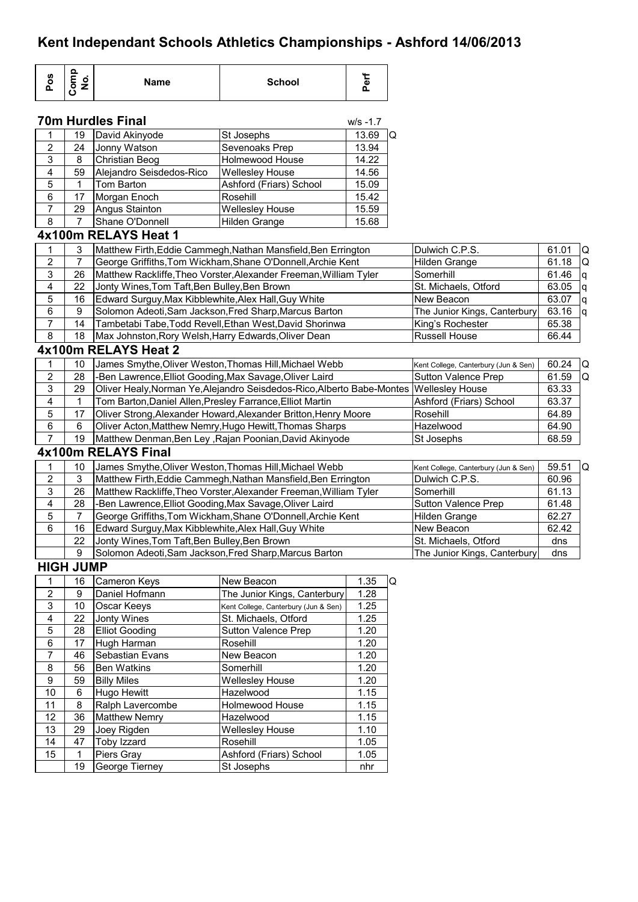# Kent Independant Schools Athletics Championships - Ashford 14/06/2013

## 70m Hurdles Final

w/s -1.7

| Pos | Comp No. | Name | School | Perf | |
|---|---|---|---|---|---|
| 1 | 19 | David Akinyode | St Josephs | 13.69 | Q |
| 2 | 24 | Jonny Watson | Sevenoaks Prep | 13.94 | |
| 3 | 8 | Christian Beog | Holmewood House | 14.22 | |
| 4 | 59 | Alejandro Seisdedos-Rico | Wellesley House | 14.56 | |
| 5 | 1 | Tom Barton | Ashford (Friars) School | 15.09 | |
| 6 | 17 | Morgan Enoch | Rosehill | 15.42 | |
| 7 | 29 | Angus Stainton | Wellesley House | 15.59 | |
| 8 | 7 | Shane O'Donnell | Hilden Grange | 15.68 | |

## 4x100m RELAYS Heat 1

| Pos | Comp No. | Name | School | Perf | |
|---|---|---|---|---|---|
| 1 | 3 | Matthew Firth,Eddie Cammegh,Nathan Mansfield,Ben Errington | Dulwich C.P.S. | 61.01 | Q |
| 2 | 7 | George Griffiths,Tom Wickham,Shane O'Donnell,Archie Kent | Hilden Grange | 61.18 | Q |
| 3 | 26 | Matthew Rackliffe,Theo Vorster,Alexander Freeman,William Tyler | Somerhill | 61.46 | q |
| 4 | 22 | Jonty Wines,Tom Taft,Ben Bulley,Ben Brown | St. Michaels, Otford | 63.05 | q |
| 5 | 16 | Edward Surguy,Max Kibblewhite,Alex Hall,Guy White | New Beacon | 63.07 | q |
| 6 | 9 | Solomon Adeoti,Sam Jackson,Fred Sharp,Marcus Barton | The Junior Kings, Canterbury | 63.16 | q |
| 7 | 14 | Tambetabi Tabe,Todd Revell,Ethan West,David Shorinwa | King's Rochester | 65.38 | |
| 8 | 18 | Max Johnston,Rory Welsh,Harry Edwards,Oliver Dean | Russell House | 66.44 | |

## 4x100m RELAYS Heat 2

| Pos | Comp No. | Name | School | Perf | |
|---|---|---|---|---|---|
| 1 | 10 | James Smythe,Oliver Weston,Thomas Hill,Michael Webb | Kent College, Canterbury (Jun & Sen) | 60.24 | Q |
| 2 | 28 | -Ben Lawrence,Elliot Gooding,Max Savage,Oliver Laird | Sutton Valence Prep | 61.59 | Q |
| 3 | 29 | Oliver Healy,Norman Ye,Alejandro Seisdedos-Rico,Alberto Babe-Montes | Wellesley House | 63.33 | |
| 4 | 1 | Tom Barton,Daniel Allen,Presley Farrance,Elliot Martin | Ashford (Friars) School | 63.37 | |
| 5 | 17 | Oliver Strong,Alexander Howard,Alexander Britton,Henry Moore | Rosehill | 64.89 | |
| 6 | 6 | Oliver Acton,Matthew Nemry,Hugo Hewitt,Thomas Sharps | Hazelwood | 64.90 | |
| 7 | 19 | Matthew Denman,Ben Ley ,Rajan Poonian,David Akinyode | St Josephs | 68.59 | |

## 4x100m RELAYS Final

| Pos | Comp No. | Name | School | Perf | |
|---|---|---|---|---|---|
| 1 | 10 | James Smythe,Oliver Weston,Thomas Hill,Michael Webb | Kent College, Canterbury (Jun & Sen) | 59.51 | Q |
| 2 | 3 | Matthew Firth,Eddie Cammegh,Nathan Mansfield,Ben Errington | Dulwich C.P.S. | 60.96 | |
| 3 | 26 | Matthew Rackliffe,Theo Vorster,Alexander Freeman,William Tyler | Somerhill | 61.13 | |
| 4 | 28 | -Ben Lawrence,Elliot Gooding,Max Savage,Oliver Laird | Sutton Valence Prep | 61.48 | |
| 5 | 7 | George Griffiths,Tom Wickham,Shane O'Donnell,Archie Kent | Hilden Grange | 62.27 | |
| 6 | 16 | Edward Surguy,Max Kibblewhite,Alex Hall,Guy White | New Beacon | 62.42 | |
| | 22 | Jonty Wines,Tom Taft,Ben Bulley,Ben Brown | St. Michaels, Otford | dns | |
| | 9 | Solomon Adeoti,Sam Jackson,Fred Sharp,Marcus Barton | The Junior Kings, Canterbury | dns | |

## HIGH JUMP

| Pos | Comp No. | Name | School | Perf | |
|---|---|---|---|---|---|
| 1 | 16 | Cameron Keys | New Beacon | 1.35 | Q |
| 2 | 9 | Daniel Hofmann | The Junior Kings, Canterbury | 1.28 | |
| 3 | 10 | Oscar Keeys | Kent College, Canterbury (Jun & Sen) | 1.25 | |
| 4 | 22 | Jonty Wines | St. Michaels, Otford | 1.25 | |
| 5 | 28 | Elliot Gooding | Sutton Valence Prep | 1.20 | |
| 6 | 17 | Hugh Harman | Rosehill | 1.20 | |
| 7 | 46 | Sebastian Evans | New Beacon | 1.20 | |
| 8 | 56 | Ben Watkins | Somerhill | 1.20 | |
| 9 | 59 | Billy Miles | Wellesley House | 1.20 | |
| 10 | 6 | Hugo Hewitt | Hazelwood | 1.15 | |
| 11 | 8 | Ralph Lavercombe | Holmewood House | 1.15 | |
| 12 | 36 | Matthew Nemry | Hazelwood | 1.15 | |
| 13 | 29 | Joey Rigden | Wellesley House | 1.10 | |
| 14 | 47 | Toby Izzard | Rosehill | 1.05 | |
| 15 | 1 | Piers Gray | Ashford (Friars) School | 1.05 | |
| | 19 | George Tierney | St Josephs | nhr | |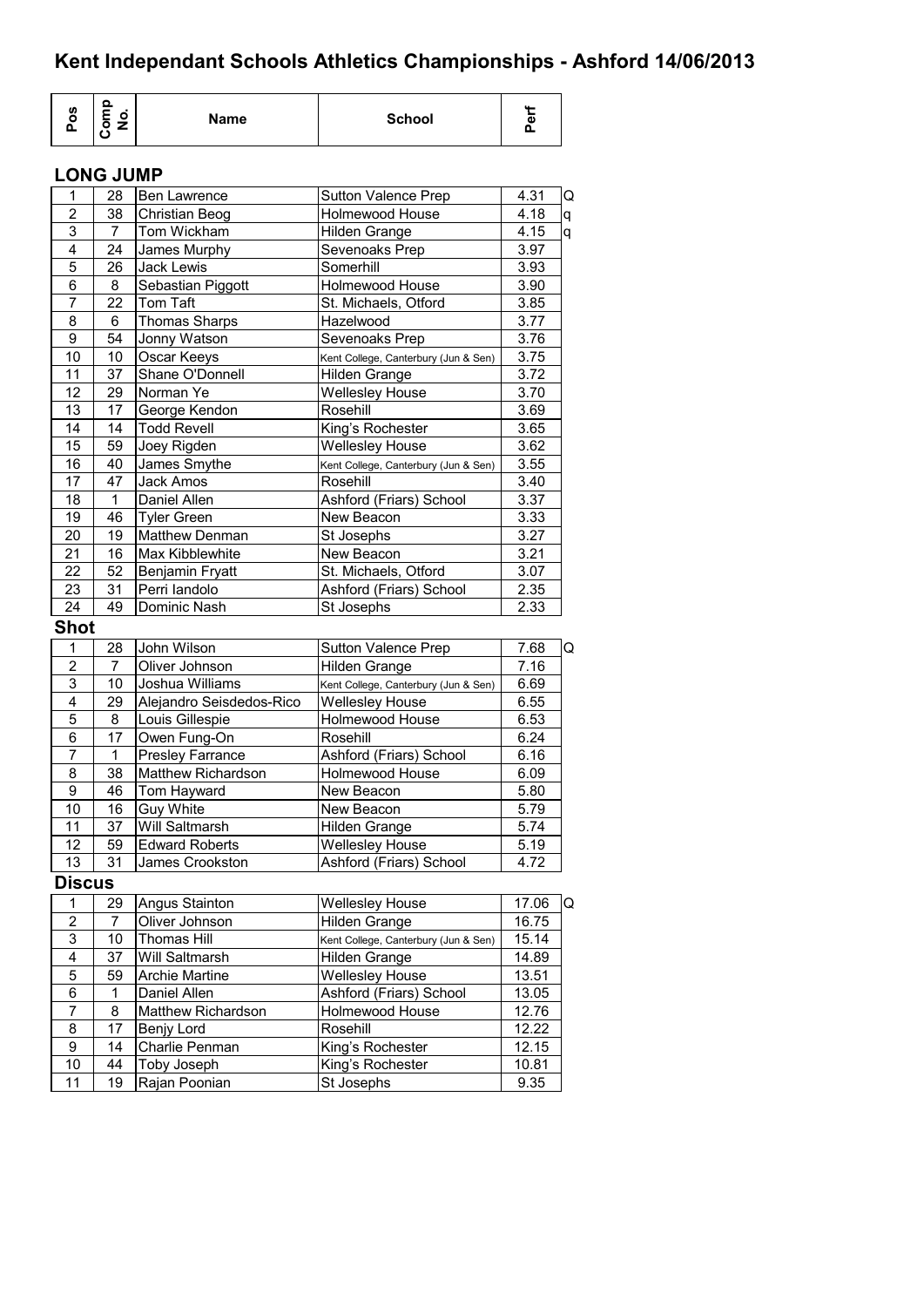# Kent Independant Schools Athletics Championships - Ashford 14/06/2013

## LONG JUMP

| Pos | Comp No. | Name | School | Perf | |
|---|---|---|---|---|---|
| 1 | 28 | Ben Lawrence | Sutton Valence Prep | 4.31 | Q |
| 2 | 38 | Christian Beog | Holmewood House | 4.18 | q |
| 3 | 7 | Tom Wickham | Hilden Grange | 4.15 | q |
| 4 | 24 | James Murphy | Sevenoaks Prep | 3.97 | |
| 5 | 26 | Jack Lewis | Somerhill | 3.93 | |
| 6 | 8 | Sebastian Piggott | Holmewood House | 3.90 | |
| 7 | 22 | Tom Taft | St. Michaels, Otford | 3.85 | |
| 8 | 6 | Thomas Sharps | Hazelwood | 3.77 | |
| 9 | 54 | Jonny Watson | Sevenoaks Prep | 3.76 | |
| 10 | 10 | Oscar Keeys | Kent College, Canterbury (Jun & Sen) | 3.75 | |
| 11 | 37 | Shane O'Donnell | Hilden Grange | 3.72 | |
| 12 | 29 | Norman Ye | Wellesley House | 3.70 | |
| 13 | 17 | George Kendon | Rosehill | 3.69 | |
| 14 | 14 | Todd Revell | King's Rochester | 3.65 | |
| 15 | 59 | Joey Rigden | Wellesley House | 3.62 | |
| 16 | 40 | James Smythe | Kent College, Canterbury (Jun & Sen) | 3.55 | |
| 17 | 47 | Jack Amos | Rosehill | 3.40 | |
| 18 | 1 | Daniel Allen | Ashford (Friars) School | 3.37 | |
| 19 | 46 | Tyler Green | New Beacon | 3.33 | |
| 20 | 19 | Matthew Denman | St Josephs | 3.27 | |
| 21 | 16 | Max Kibblewhite | New Beacon | 3.21 | |
| 22 | 52 | Benjamin Fryatt | St. Michaels, Otford | 3.07 | |
| 23 | 31 | Perri Iandolo | Ashford (Friars) School | 2.35 | |
| 24 | 49 | Dominic Nash | St Josephs | 2.33 | |

## Shot

| Pos | Comp No. | Name | School | Perf | |
|---|---|---|---|---|---|
| 1 | 28 | John Wilson | Sutton Valence Prep | 7.68 | Q |
| 2 | 7 | Oliver Johnson | Hilden Grange | 7.16 | |
| 3 | 10 | Joshua Williams | Kent College, Canterbury (Jun & Sen) | 6.69 | |
| 4 | 29 | Alejandro Seisdedos-Rico | Wellesley House | 6.55 | |
| 5 | 8 | Louis Gillespie | Holmewood House | 6.53 | |
| 6 | 17 | Owen Fung-On | Rosehill | 6.24 | |
| 7 | 1 | Presley Farrance | Ashford (Friars) School | 6.16 | |
| 8 | 38 | Matthew Richardson | Holmewood House | 6.09 | |
| 9 | 46 | Tom Hayward | New Beacon | 5.80 | |
| 10 | 16 | Guy White | New Beacon | 5.79 | |
| 11 | 37 | Will Saltmarsh | Hilden Grange | 5.74 | |
| 12 | 59 | Edward Roberts | Wellesley House | 5.19 | |
| 13 | 31 | James Crookston | Ashford (Friars) School | 4.72 | |

## Discus

| Pos | Comp No. | Name | School | Perf | |
|---|---|---|---|---|---|
| 1 | 29 | Angus Stainton | Wellesley House | 17.06 | Q |
| 2 | 7 | Oliver Johnson | Hilden Grange | 16.75 | |
| 3 | 10 | Thomas Hill | Kent College, Canterbury (Jun & Sen) | 15.14 | |
| 4 | 37 | Will Saltmarsh | Hilden Grange | 14.89 | |
| 5 | 59 | Archie Martine | Wellesley House | 13.51 | |
| 6 | 1 | Daniel Allen | Ashford (Friars) School | 13.05 | |
| 7 | 8 | Matthew Richardson | Holmewood House | 12.76 | |
| 8 | 17 | Benjy Lord | Rosehill | 12.22 | |
| 9 | 14 | Charlie Penman | King's Rochester | 12.15 | |
| 10 | 44 | Toby Joseph | King's Rochester | 10.81 | |
| 11 | 19 | Rajan Poonian | St Josephs | 9.35 | |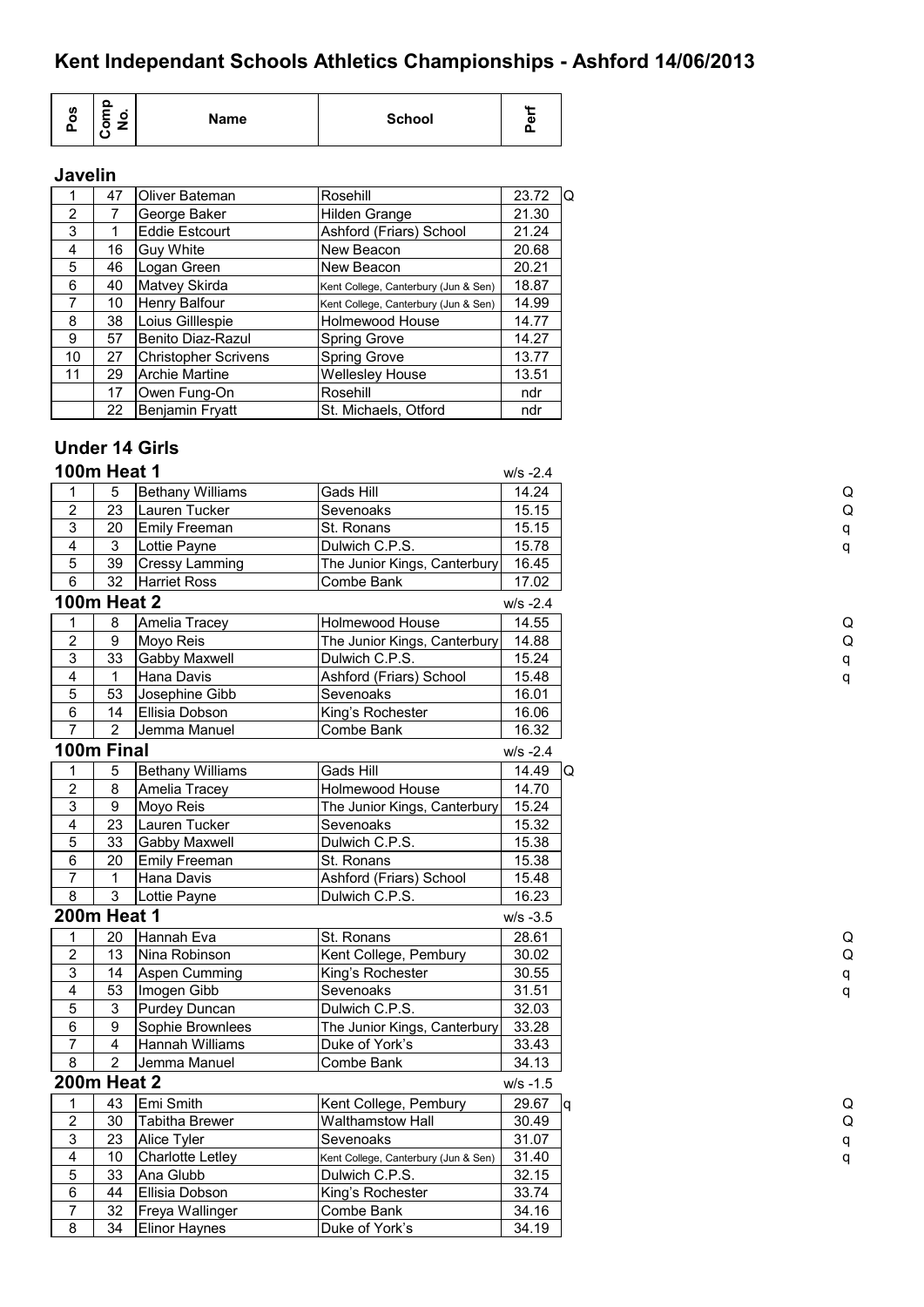# Kent Independant Schools Athletics Championships - Ashford 14/06/2013

## Javelin

| Pos | Comp No. | Name | School | Perf | |
|---|---|---|---|---|---|
| 1 | 47 | Oliver Bateman | Rosehill | 23.72 | Q |
| 2 | 7 | George Baker | Hilden Grange | 21.30 | |
| 3 | 1 | Eddie Estcourt | Ashford (Friars) School | 21.24 | |
| 4 | 16 | Guy White | New Beacon | 20.68 | |
| 5 | 46 | Logan Green | New Beacon | 20.21 | |
| 6 | 40 | Matvey Skirda | Kent College, Canterbury (Jun & Sen) | 18.87 | |
| 7 | 10 | Henry Balfour | Kent College, Canterbury (Jun & Sen) | 14.99 | |
| 8 | 38 | Loius Gilllespie | Holmewood House | 14.77 | |
| 9 | 57 | Benito Diaz-Razul | Spring Grove | 14.27 | |
| 10 | 27 | Christopher Scrivens | Spring Grove | 13.77 | |
| 11 | 29 | Archie Martine | Wellesley House | 13.51 | |
| | 17 | Owen Fung-On | Rosehill | ndr | |
| | 22 | Benjamin Fryatt | St. Michaels, Otford | ndr | |

## Under 14 Girls

### 100m Heat 1

w/s -2.4

| Pos | Comp No. | Name | School | Perf | |
|---|---|---|---|---|---|
| 1 | 5 | Bethany Williams | Gads Hill | 14.24 | Q |
| 2 | 23 | Lauren Tucker | Sevenoaks | 15.15 | Q |
| 3 | 20 | Emily Freeman | St. Ronans | 15.15 | q |
| 4 | 3 | Lottie Payne | Dulwich C.P.S. | 15.78 | q |
| 5 | 39 | Cressy Lamming | The Junior Kings, Canterbury | 16.45 | |
| 6 | 32 | Harriet Ross | Combe Bank | 17.02 | |

### 100m Heat 2

w/s -2.4

| Pos | Comp No. | Name | School | Perf | |
|---|---|---|---|---|---|
| 1 | 8 | Amelia Tracey | Holmewood House | 14.55 | Q |
| 2 | 9 | Moyo Reis | The Junior Kings, Canterbury | 14.88 | Q |
| 3 | 33 | Gabby Maxwell | Dulwich C.P.S. | 15.24 | q |
| 4 | 1 | Hana Davis | Ashford (Friars) School | 15.48 | q |
| 5 | 53 | Josephine Gibb | Sevenoaks | 16.01 | |
| 6 | 14 | Ellisia Dobson | King's Rochester | 16.06 | |
| 7 | 2 | Jemma Manuel | Combe Bank | 16.32 | |

### 100m Final

w/s -2.4

| Pos | Comp No. | Name | School | Perf | |
|---|---|---|---|---|---|
| 1 | 5 | Bethany Williams | Gads Hill | 14.49 | Q |
| 2 | 8 | Amelia Tracey | Holmewood House | 14.70 | |
| 3 | 9 | Moyo Reis | The Junior Kings, Canterbury | 15.24 | |
| 4 | 23 | Lauren Tucker | Sevenoaks | 15.32 | |
| 5 | 33 | Gabby Maxwell | Dulwich C.P.S. | 15.38 | |
| 6 | 20 | Emily Freeman | St. Ronans | 15.38 | |
| 7 | 1 | Hana Davis | Ashford (Friars) School | 15.48 | |
| 8 | 3 | Lottie Payne | Dulwich C.P.S. | 16.23 | |

### 200m Heat 1

w/s -3.5

| Pos | Comp No. | Name | School | Perf | |
|---|---|---|---|---|---|
| 1 | 20 | Hannah Eva | St. Ronans | 28.61 | Q |
| 2 | 13 | Nina Robinson | Kent College, Pembury | 30.02 | Q |
| 3 | 14 | Aspen Cumming | King's Rochester | 30.55 | q |
| 4 | 53 | Imogen Gibb | Sevenoaks | 31.51 | q |
| 5 | 3 | Purdey Duncan | Dulwich C.P.S. | 32.03 | |
| 6 | 9 | Sophie Brownlees | The Junior Kings, Canterbury | 33.28 | |
| 7 | 4 | Hannah Williams | Duke of York's | 33.43 | |
| 8 | 2 | Jemma Manuel | Combe Bank | 34.13 | |

### 200m Heat 2

w/s -1.5

| Pos | Comp No. | Name | School | Perf | | |
|---|---|---|---|---|---|---|
| 1 | 43 | Emi Smith | Kent College, Pembury | 29.67 | q | Q |
| 2 | 30 | Tabitha Brewer | Walthamstow Hall | 30.49 | | Q |
| 3 | 23 | Alice Tyler | Sevenoaks | 31.07 | | q |
| 4 | 10 | Charlotte Letley | Kent College, Canterbury (Jun & Sen) | 31.40 | | q |
| 5 | 33 | Ana Glubb | Dulwich C.P.S. | 32.15 | | |
| 6 | 44 | Ellisia Dobson | King's Rochester | 33.74 | | |
| 7 | 32 | Freya Wallinger | Combe Bank | 34.16 | | |
| 8 | 34 | Elinor Haynes | Duke of York's | 34.19 | | |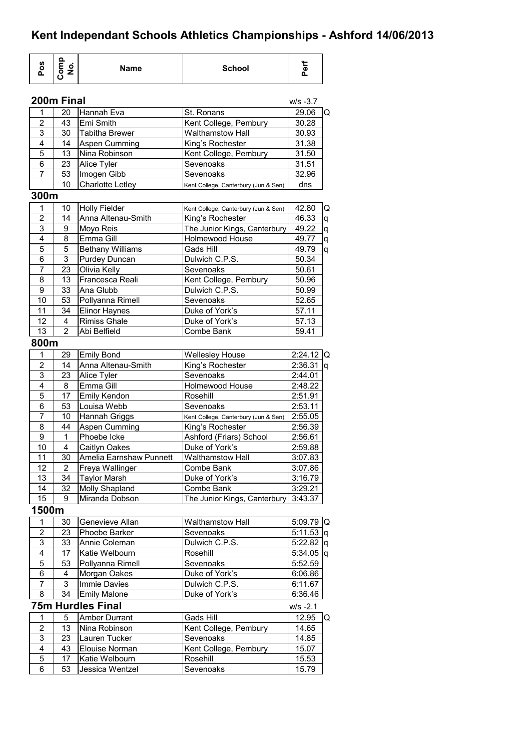# Kent Independant Schools Athletics Championships - Ashford 14/06/2013

| Pos | Comp No. | Name | School | Perf | |
|---|---|---|---|---|---|

## 200m Final

w/s -3.7

| Pos | Comp No. | Name | School | Perf | |
|---|---|---|---|---|---|
| 1 | 20 | Hannah Eva | St. Ronans | 29.06 | Q |
| 2 | 43 | Emi Smith | Kent College, Pembury | 30.28 | |
| 3 | 30 | Tabitha Brewer | Walthamstow Hall | 30.93 | |
| 4 | 14 | Aspen Cumming | King's Rochester | 31.38 | |
| 5 | 13 | Nina Robinson | Kent College, Pembury | 31.50 | |
| 6 | 23 | Alice Tyler | Sevenoaks | 31.51 | |
| 7 | 53 | Imogen Gibb | Sevenoaks | 32.96 | |
| | 10 | Charlotte Letley | Kent College, Canterbury (Jun & Sen) | dns | |

## 300m

| Pos | Comp No. | Name | School | Perf | |
|---|---|---|---|---|---|
| 1 | 10 | Holly Fielder | Kent College, Canterbury (Jun & Sen) | 42.80 | Q |
| 2 | 14 | Anna Altenau-Smith | King's Rochester | 46.33 | q |
| 3 | 9 | Moyo Reis | The Junior Kings, Canterbury | 49.22 | q |
| 4 | 8 | Emma Gill | Holmewood House | 49.77 | q |
| 5 | 5 | Bethany Williams | Gads Hill | 49.79 | q |
| 6 | 3 | Purdey Duncan | Dulwich C.P.S. | 50.34 | |
| 7 | 23 | Olivia Kelly | Sevenoaks | 50.61 | |
| 8 | 13 | Francesca Reali | Kent College, Pembury | 50.96 | |
| 9 | 33 | Ana Glubb | Dulwich C.P.S. | 50.99 | |
| 10 | 53 | Pollyanna Rimell | Sevenoaks | 52.65 | |
| 11 | 34 | Elinor Haynes | Duke of York's | 57.11 | |
| 12 | 4 | Rimiss Ghale | Duke of York's | 57.13 | |
| 13 | 2 | Abi Belfield | Combe Bank | 59.41 | |

## 800m

| Pos | Comp No. | Name | School | Perf | |
|---|---|---|---|---|---|
| 1 | 29 | Emily Bond | Wellesley House | 2:24.12 | Q |
| 2 | 14 | Anna Altenau-Smith | King's Rochester | 2:36.31 | q |
| 3 | 23 | Alice Tyler | Sevenoaks | 2:44.01 | |
| 4 | 8 | Emma Gill | Holmewood House | 2:48.22 | |
| 5 | 17 | Emily Kendon | Rosehill | 2:51.91 | |
| 6 | 53 | Louisa Webb | Sevenoaks | 2:53.11 | |
| 7 | 10 | Hannah Griggs | Kent College, Canterbury (Jun & Sen) | 2:55.05 | |
| 8 | 44 | Aspen Cumming | King's Rochester | 2:56.39 | |
| 9 | 1 | Phoebe Icke | Ashford (Friars) School | 2:56.61 | |
| 10 | 4 | Caitlyn Oakes | Duke of York's | 2:59.88 | |
| 11 | 30 | Amelia Earnshaw Punnett | Walthamstow Hall | 3:07.83 | |
| 12 | 2 | Freya Wallinger | Combe Bank | 3:07.86 | |
| 13 | 34 | Taylor Marsh | Duke of York's | 3:16.79 | |
| 14 | 32 | Molly Shapland | Combe Bank | 3:29.21 | |
| 15 | 9 | Miranda Dobson | The Junior Kings, Canterbury | 3:43.37 | |

## 1500m

| Pos | Comp No. | Name | School | Perf | |
|---|---|---|---|---|---|
| 1 | 30 | Genevieve Allan | Walthamstow Hall | 5:09.79 | Q |
| 2 | 23 | Phoebe Barker | Sevenoaks | 5:11.53 | q |
| 3 | 33 | Annie Coleman | Dulwich C.P.S. | 5:22.82 | q |
| 4 | 17 | Katie Welbourn | Rosehill | 5:34.05 | q |
| 5 | 53 | Pollyanna Rimell | Sevenoaks | 5:52.59 | |
| 6 | 4 | Morgan Oakes | Duke of York's | 6:06.86 | |
| 7 | 3 | Immie Davies | Dulwich C.P.S. | 6:11.67 | |
| 8 | 34 | Emily Malone | Duke of York's | 6:36.46 | |

## 75m Hurdles Final

w/s -2.1

| Pos | Comp No. | Name | School | Perf | |
|---|---|---|---|---|---|
| 1 | 5 | Amber Durrant | Gads Hill | 12.95 | Q |
| 2 | 13 | Nina Robinson | Kent College, Pembury | 14.65 | |
| 3 | 23 | Lauren Tucker | Sevenoaks | 14.85 | |
| 4 | 43 | Elouise Norman | Kent College, Pembury | 15.07 | |
| 5 | 17 | Katie Welbourn | Rosehill | 15.53 | |
| 6 | 53 | Jessica Wentzel | Sevenoaks | 15.79 | |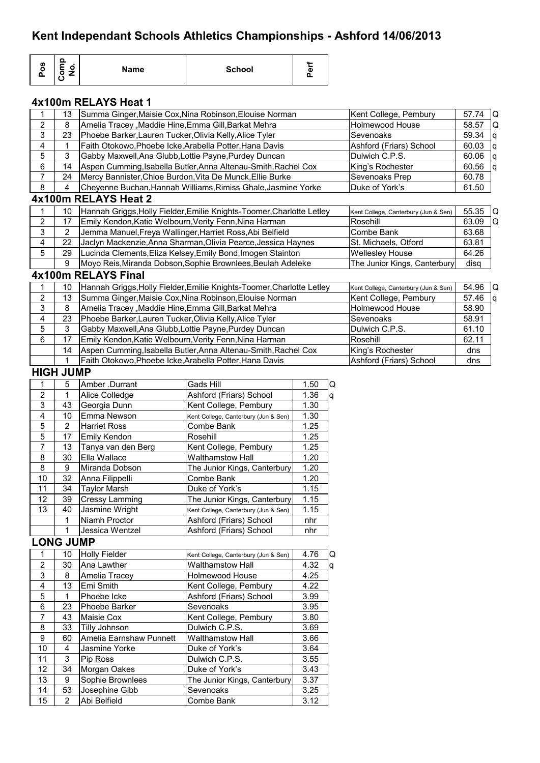# Kent Independant Schools Athletics Championships - Ashford 14/06/2013

## 4x100m RELAYS Heat 1

| Pos | Comp No. | Name | School | Perf | |
|---|---|---|---|---|---|
| 1 | 13 | Summa Ginger,Maisie Cox,Nina Robinson,Elouise Norman | Kent College, Pembury | 57.74 | Q |
| 2 | 8 | Amelia Tracey ,Maddie Hine,Emma Gill,Barkat Mehra | Holmewood House | 58.57 | Q |
| 3 | 23 | Phoebe Barker,Lauren Tucker,Olivia Kelly,Alice Tyler | Sevenoaks | 59.34 | q |
| 4 | 1 | Faith Otokowo,Phoebe Icke,Arabella Potter,Hana Davis | Ashford (Friars) School | 60.03 | q |
| 5 | 3 | Gabby Maxwell,Ana Glubb,Lottie Payne,Purdey Duncan | Dulwich C.P.S. | 60.06 | q |
| 6 | 14 | Aspen Cumming,Isabella Butler,Anna Altenau-Smith,Rachel Cox | King's Rochester | 60.56 | q |
| 7 | 24 | Mercy Bannister,Chloe Burdon,Vita De Munck,Ellie Burke | Sevenoaks Prep | 60.78 | |
| 8 | 4 | Cheyenne Buchan,Hannah Williams,Rimiss Ghale,Jasmine Yorke | Duke of York's | 61.50 | |

## 4x100m RELAYS Heat 2

| Pos | Comp No. | Name | School | Perf | |
|---|---|---|---|---|---|
| 1 | 10 | Hannah Griggs,Holly Fielder,Emilie Knights-Toomer,Charlotte Letley | Kent College, Canterbury (Jun & Sen) | 55.35 | Q |
| 2 | 17 | Emily Kendon,Katie Welbourn,Verity Fenn,Nina Harman | Rosehill | 63.09 | Q |
| 3 | 2 | Jemma Manuel,Freya Wallinger,Harriet Ross,Abi Belfield | Combe Bank | 63.68 | |
| 4 | 22 | Jaclyn Mackenzie,Anna Sharman,Olivia Pearce,Jessica Haynes | St. Michaels, Otford | 63.81 | |
| 5 | 29 | Lucinda Clements,Eliza Kelsey,Emily Bond,Imogen Stainton | Wellesley House | 64.26 | |
| | 9 | Moyo Reis,Miranda Dobson,Sophie Brownlees,Beulah Adeleke | The Junior Kings, Canterbury | disq | |

## 4x100m RELAYS Final

| Pos | Comp No. | Name | School | Perf | |
|---|---|---|---|---|---|
| 1 | 10 | Hannah Griggs,Holly Fielder,Emilie Knights-Toomer,Charlotte Letley | Kent College, Canterbury (Jun & Sen) | 54.96 | Q |
| 2 | 13 | Summa Ginger,Maisie Cox,Nina Robinson,Elouise Norman | Kent College, Pembury | 57.46 | q |
| 3 | 8 | Amelia Tracey ,Maddie Hine,Emma Gill,Barkat Mehra | Holmewood House | 58.90 | |
| 4 | 23 | Phoebe Barker,Lauren Tucker,Olivia Kelly,Alice Tyler | Sevenoaks | 58.91 | |
| 5 | 3 | Gabby Maxwell,Ana Glubb,Lottie Payne,Purdey Duncan | Dulwich C.P.S. | 61.10 | |
| 6 | 17 | Emily Kendon,Katie Welbourn,Verity Fenn,Nina Harman | Rosehill | 62.11 | |
| | 14 | Aspen Cumming,Isabella Butler,Anna Altenau-Smith,Rachel Cox | King's Rochester | dns | |
| | 1 | Faith Otokowo,Phoebe Icke,Arabella Potter,Hana Davis | Ashford (Friars) School | dns | |

## HIGH JUMP

| Pos | Comp No. | Name | School | Perf | |
|---|---|---|---|---|---|
| 1 | 5 | Amber .Durrant | Gads Hill | 1.50 | Q |
| 2 | 1 | Alice Colledge | Ashford (Friars) School | 1.36 | q |
| 3 | 43 | Georgia Dunn | Kent College, Pembury | 1.30 | |
| 4 | 10 | Emma Newson | Kent College, Canterbury (Jun & Sen) | 1.30 | |
| 5 | 2 | Harriet Ross | Combe Bank | 1.25 | |
| 5 | 17 | Emily Kendon | Rosehill | 1.25 | |
| 7 | 13 | Tanya van den Berg | Kent College, Pembury | 1.25 | |
| 8 | 30 | Ella Wallace | Walthamstow Hall | 1.20 | |
| 8 | 9 | Miranda Dobson | The Junior Kings, Canterbury | 1.20 | |
| 10 | 32 | Anna Filippelli | Combe Bank | 1.20 | |
| 11 | 34 | Taylor Marsh | Duke of York's | 1.15 | |
| 12 | 39 | Cressy Lamming | The Junior Kings, Canterbury | 1.15 | |
| 13 | 40 | Jasmine Wright | Kent College, Canterbury (Jun & Sen) | 1.15 | |
| | 1 | Niamh Proctor | Ashford (Friars) School | nhr | |
| | 1 | Jessica Wentzel | Ashford (Friars) School | nhr | |

## LONG JUMP

| Pos | Comp No. | Name | School | Perf | |
|---|---|---|---|---|---|
| 1 | 10 | Holly Fielder | Kent College, Canterbury (Jun & Sen) | 4.76 | Q |
| 2 | 30 | Ana Lawther | Walthamstow Hall | 4.32 | q |
| 3 | 8 | Amelia Tracey | Holmewood House | 4.25 | |
| 4 | 13 | Emi Smith | Kent College, Pembury | 4.22 | |
| 5 | 1 | Phoebe Icke | Ashford (Friars) School | 3.99 | |
| 6 | 23 | Phoebe Barker | Sevenoaks | 3.95 | |
| 7 | 43 | Maisie Cox | Kent College, Pembury | 3.80 | |
| 8 | 33 | Tilly Johnson | Dulwich C.P.S. | 3.69 | |
| 9 | 60 | Amelia Earnshaw Punnett | Walthamstow Hall | 3.66 | |
| 10 | 4 | Jasmine Yorke | Duke of York's | 3.64 | |
| 11 | 3 | Pip Ross | Dulwich C.P.S. | 3.55 | |
| 12 | 34 | Morgan Oakes | Duke of York's | 3.43 | |
| 13 | 9 | Sophie Brownlees | The Junior Kings, Canterbury | 3.37 | |
| 14 | 53 | Josephine Gibb | Sevenoaks | 3.25 | |
| 15 | 2 | Abi Belfield | Combe Bank | 3.12 | |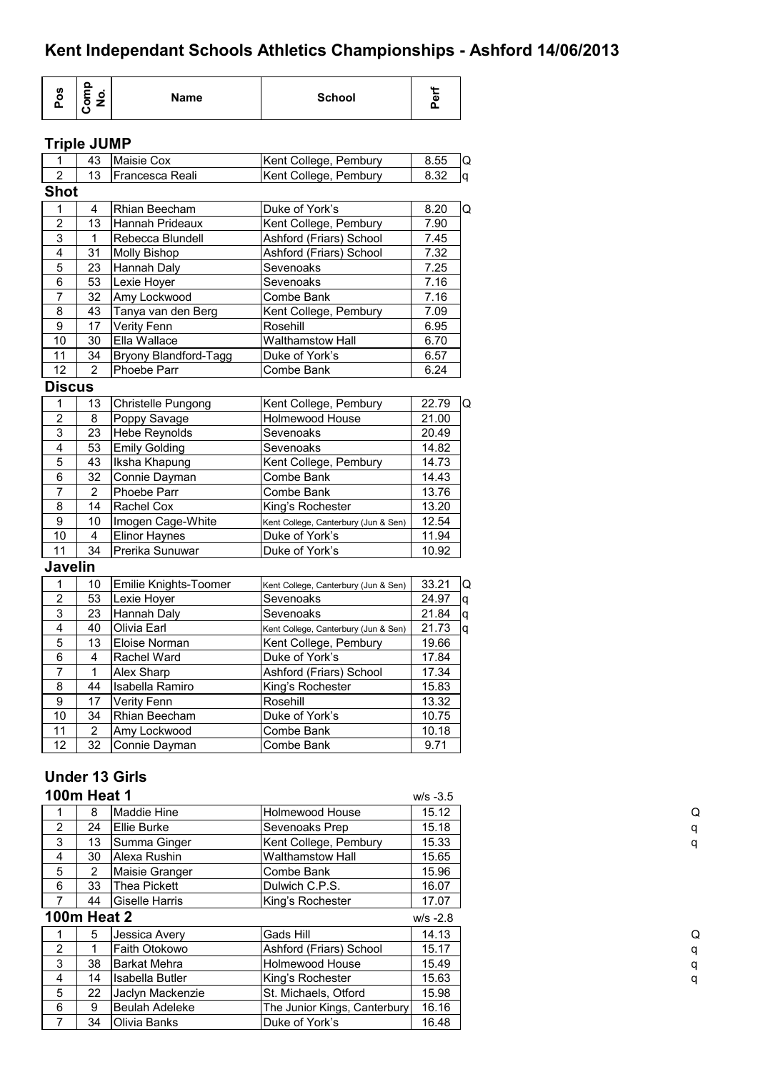# Kent Independant Schools Athletics Championships - Ashford 14/06/2013

| Pos | Comp No. | Name | School | Perf | |
|---|---|---|---|---|---|

### Triple JUMP

| Pos | Comp No. | Name | School | Perf | |
|---|---|---|---|---|---|
| 1 | 43 | Maisie Cox | Kent College, Pembury | 8.55 | Q |
| 2 | 13 | Francesca Reali | Kent College, Pembury | 8.32 | q |

### Shot

| Pos | Comp No. | Name | School | Perf | |
|---|---|---|---|---|---|
| 1 | 4 | Rhian Beecham | Duke of York's | 8.20 | Q |
| 2 | 13 | Hannah Prideaux | Kent College, Pembury | 7.90 | |
| 3 | 1 | Rebecca Blundell | Ashford (Friars) School | 7.45 | |
| 4 | 31 | Molly Bishop | Ashford (Friars) School | 7.32 | |
| 5 | 23 | Hannah Daly | Sevenoaks | 7.25 | |
| 6 | 53 | Lexie Hoyer | Sevenoaks | 7.16 | |
| 7 | 32 | Amy Lockwood | Combe Bank | 7.16 | |
| 8 | 43 | Tanya van den Berg | Kent College, Pembury | 7.09 | |
| 9 | 17 | Verity Fenn | Rosehill | 6.95 | |
| 10 | 30 | Ella Wallace | Walthamstow Hall | 6.70 | |
| 11 | 34 | Bryony Blandford-Tagg | Duke of York's | 6.57 | |
| 12 | 2 | Phoebe Parr | Combe Bank | 6.24 | |

### Discus

| Pos | Comp No. | Name | School | Perf | |
|---|---|---|---|---|---|
| 1 | 13 | Christelle Pungong | Kent College, Pembury | 22.79 | Q |
| 2 | 8 | Poppy Savage | Holmewood House | 21.00 | |
| 3 | 23 | Hebe Reynolds | Sevenoaks | 20.49 | |
| 4 | 53 | Emily Golding | Sevenoaks | 14.82 | |
| 5 | 43 | Iksha Khapung | Kent College, Pembury | 14.73 | |
| 6 | 32 | Connie Dayman | Combe Bank | 14.43 | |
| 7 | 2 | Phoebe Parr | Combe Bank | 13.76 | |
| 8 | 14 | Rachel Cox | King's Rochester | 13.20 | |
| 9 | 10 | Imogen Cage-White | Kent College, Canterbury (Jun & Sen) | 12.54 | |
| 10 | 4 | Elinor Haynes | Duke of York's | 11.94 | |
| 11 | 34 | Prerika Sunuwar | Duke of York's | 10.92 | |

### Javelin

| Pos | Comp No. | Name | School | Perf | |
|---|---|---|---|---|---|
| 1 | 10 | Emilie Knights-Toomer | Kent College, Canterbury (Jun & Sen) | 33.21 | Q |
| 2 | 53 | Lexie Hoyer | Sevenoaks | 24.97 | q |
| 3 | 23 | Hannah Daly | Sevenoaks | 21.84 | q |
| 4 | 40 | Olivia Earl | Kent College, Canterbury (Jun & Sen) | 21.73 | q |
| 5 | 13 | Eloise Norman | Kent College, Pembury | 19.66 | |
| 6 | 4 | Rachel Ward | Duke of York's | 17.84 | |
| 7 | 1 | Alex Sharp | Ashford (Friars) School | 17.34 | |
| 8 | 44 | Isabella Ramiro | King's Rochester | 15.83 | |
| 9 | 17 | Verity Fenn | Rosehill | 13.32 | |
| 10 | 34 | Rhian Beecham | Duke of York's | 10.75 | |
| 11 | 2 | Amy Lockwood | Combe Bank | 10.18 | |
| 12 | 32 | Connie Dayman | Combe Bank | 9.71 | |

## Under 13 Girls

### 100m Heat 1

w/s -3.5

| Pos | Comp No. | Name | School | Perf | |
|---|---|---|---|---|---|
| 1 | 8 | Maddie Hine | Holmewood House | 15.12 | Q |
| 2 | 24 | Ellie Burke | Sevenoaks Prep | 15.18 | q |
| 3 | 13 | Summa Ginger | Kent College, Pembury | 15.33 | q |
| 4 | 30 | Alexa Rushin | Walthamstow Hall | 15.65 | |
| 5 | 2 | Maisie Granger | Combe Bank | 15.96 | |
| 6 | 33 | Thea Pickett | Dulwich C.P.S. | 16.07 | |
| 7 | 44 | Giselle Harris | King's Rochester | 17.07 | |

### 100m Heat 2

w/s -2.8

| Pos | Comp No. | Name | School | Perf | |
|---|---|---|---|---|---|
| 1 | 5 | Jessica Avery | Gads Hill | 14.13 | Q |
| 2 | 1 | Faith Otokowo | Ashford (Friars) School | 15.17 | q |
| 3 | 38 | Barkat Mehra | Holmewood House | 15.49 | q |
| 4 | 14 | Isabella Butler | King's Rochester | 15.63 | q |
| 5 | 22 | Jaclyn Mackenzie | St. Michaels, Otford | 15.98 | |
| 6 | 9 | Beulah Adeleke | The Junior Kings, Canterbury | 16.16 | |
| 7 | 34 | Olivia Banks | Duke of York's | 16.48 | |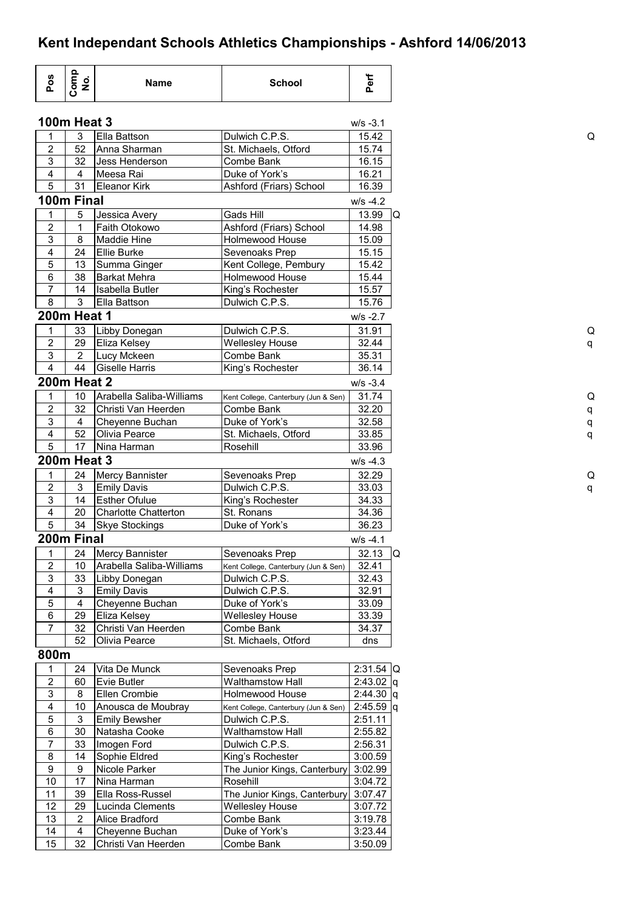# Kent Independant Schools Athletics Championships - Ashford 14/06/2013

| Pos | Comp No. | Name | School | Perf | |
|---|---|---|---|---|---|
| **100m Heat 3** | | | | w/s -3.1 | |
| 1 | 3 | Ella Battson | Dulwich C.P.S. | 15.42 | Q |
| 2 | 52 | Anna Sharman | St. Michaels, Otford | 15.74 | |
| 3 | 32 | Jess Henderson | Combe Bank | 16.15 | |
| 4 | 4 | Meesa Rai | Duke of York's | 16.21 | |
| 5 | 31 | Eleanor Kirk | Ashford (Friars) School | 16.39 | |
| **100m Final** | | | | w/s -4.2 | |
| 1 | 5 | Jessica Avery | Gads Hill | 13.99 | Q |
| 2 | 1 | Faith Otokowo | Ashford (Friars) School | 14.98 | |
| 3 | 8 | Maddie Hine | Holmewood House | 15.09 | |
| 4 | 24 | Ellie Burke | Sevenoaks Prep | 15.15 | |
| 5 | 13 | Summa Ginger | Kent College, Pembury | 15.42 | |
| 6 | 38 | Barkat Mehra | Holmewood House | 15.44 | |
| 7 | 14 | Isabella Butler | King's Rochester | 15.57 | |
| 8 | 3 | Ella Battson | Dulwich C.P.S. | 15.76 | |
| **200m Heat 1** | | | | w/s -2.7 | |
| 1 | 33 | Libby Donegan | Dulwich C.P.S. | 31.91 | Q |
| 2 | 29 | Eliza Kelsey | Wellesley House | 32.44 | q |
| 3 | 2 | Lucy Mckeen | Combe Bank | 35.31 | |
| 4 | 44 | Giselle Harris | King's Rochester | 36.14 | |
| **200m Heat 2** | | | | w/s -3.4 | |
| 1 | 10 | Arabella Saliba-Williams | Kent College, Canterbury (Jun & Sen) | 31.74 | Q |
| 2 | 32 | Christi Van Heerden | Combe Bank | 32.20 | q |
| 3 | 4 | Cheyenne Buchan | Duke of York's | 32.58 | q |
| 4 | 52 | Olivia Pearce | St. Michaels, Otford | 33.85 | q |
| 5 | 17 | Nina Harman | Rosehill | 33.96 | |
| **200m Heat 3** | | | | w/s -4.3 | |
| 1 | 24 | Mercy Bannister | Sevenoaks Prep | 32.29 | Q |
| 2 | 3 | Emily Davis | Dulwich C.P.S. | 33.03 | q |
| 3 | 14 | Esther Ofulue | King's Rochester | 34.33 | |
| 4 | 20 | Charlotte Chatterton | St. Ronans | 34.36 | |
| 5 | 34 | Skye Stockings | Duke of York's | 36.23 | |
| **200m Final** | | | | w/s -4.1 | |
| 1 | 24 | Mercy Bannister | Sevenoaks Prep | 32.13 | Q |
| 2 | 10 | Arabella Saliba-Williams | Kent College, Canterbury (Jun & Sen) | 32.41 | |
| 3 | 33 | Libby Donegan | Dulwich C.P.S. | 32.43 | |
| 4 | 3 | Emily Davis | Dulwich C.P.S. | 32.91 | |
| 5 | 4 | Cheyenne Buchan | Duke of York's | 33.09 | |
| 6 | 29 | Eliza Kelsey | Wellesley House | 33.39 | |
| 7 | 32 | Christi Van Heerden | Combe Bank | 34.37 | |
| | 52 | Olivia Pearce | St. Michaels, Otford | dns | |
| **800m** | | | | | |
| 1 | 24 | Vita De Munck | Sevenoaks Prep | 2:31.54 | Q |
| 2 | 60 | Evie Butler | Walthamstow Hall | 2:43.02 | q |
| 3 | 8 | Ellen Crombie | Holmewood House | 2:44.30 | q |
| 4 | 10 | Anousca de Moubray | Kent College, Canterbury (Jun & Sen) | 2:45.59 | q |
| 5 | 3 | Emily Bewsher | Dulwich C.P.S. | 2:51.11 | |
| 6 | 30 | Natasha Cooke | Walthamstow Hall | 2:55.82 | |
| 7 | 33 | Imogen Ford | Dulwich C.P.S. | 2:56.31 | |
| 8 | 14 | Sophie Eldred | King's Rochester | 3:00.59 | |
| 9 | 9 | Nicole Parker | The Junior Kings, Canterbury | 3:02.99 | |
| 10 | 17 | Nina Harman | Rosehill | 3:04.72 | |
| 11 | 39 | Ella Ross-Russel | The Junior Kings, Canterbury | 3:07.47 | |
| 12 | 29 | Lucinda Clements | Wellesley House | 3:07.72 | |
| 13 | 2 | Alice Bradford | Combe Bank | 3:19.78 | |
| 14 | 4 | Cheyenne Buchan | Duke of York's | 3:23.44 | |
| 15 | 32 | Christi Van Heerden | Combe Bank | 3:50.09 | |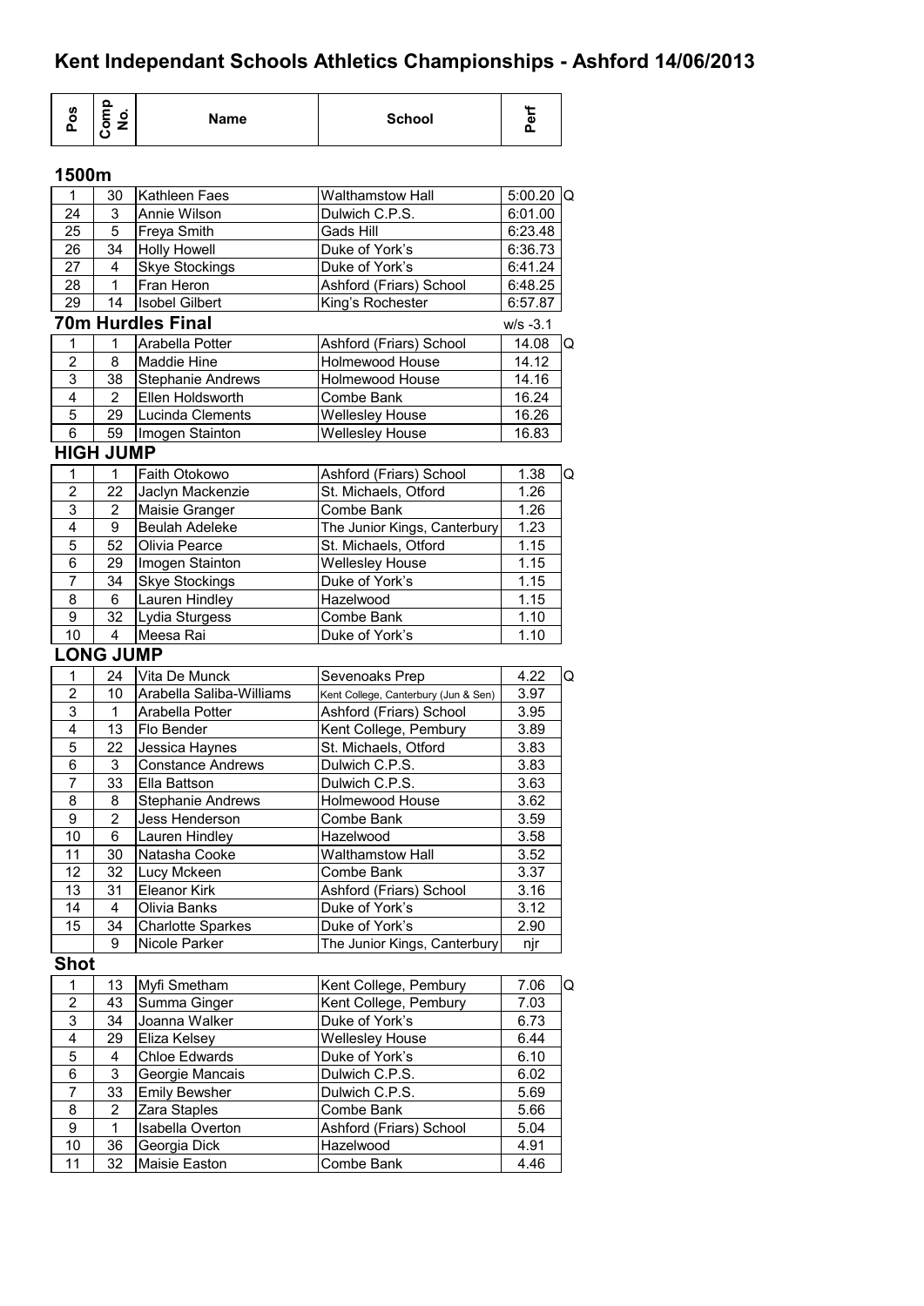# Kent Independant Schools Athletics Championships - Ashford 14/06/2013

| Pos | Comp No. | Name | School | Perf | |
|---|---|---|---|---|---|

## 1500m

| Pos | Comp No. | Name | School | Perf | |
|---|---|---|---|---|---|
| 1 | 30 | Kathleen Faes | Walthamstow Hall | 5:00.20 | Q |
| 24 | 3 | Annie Wilson | Dulwich C.P.S. | 6:01.00 | |
| 25 | 5 | Freya Smith | Gads Hill | 6:23.48 | |
| 26 | 34 | Holly Howell | Duke of York's | 6:36.73 | |
| 27 | 4 | Skye Stockings | Duke of York's | 6:41.24 | |
| 28 | 1 | Fran Heron | Ashford (Friars) School | 6:48.25 | |
| 29 | 14 | Isobel Gilbert | King's Rochester | 6:57.87 | |

## 70m Hurdles Final

w/s -3.1

| Pos | Comp No. | Name | School | Perf | |
|---|---|---|---|---|---|
| 1 | 1 | Arabella Potter | Ashford (Friars) School | 14.08 | Q |
| 2 | 8 | Maddie Hine | Holmewood House | 14.12 | |
| 3 | 38 | Stephanie Andrews | Holmewood House | 14.16 | |
| 4 | 2 | Ellen Holdsworth | Combe Bank | 16.24 | |
| 5 | 29 | Lucinda Clements | Wellesley House | 16.26 | |
| 6 | 59 | Imogen Stainton | Wellesley House | 16.83 | |

## HIGH JUMP

| Pos | Comp No. | Name | School | Perf | |
|---|---|---|---|---|---|
| 1 | 1 | Faith Otokowo | Ashford (Friars) School | 1.38 | Q |
| 2 | 22 | Jaclyn Mackenzie | St. Michaels, Otford | 1.26 | |
| 3 | 2 | Maisie Granger | Combe Bank | 1.26 | |
| 4 | 9 | Beulah Adeleke | The Junior Kings, Canterbury | 1.23 | |
| 5 | 52 | Olivia Pearce | St. Michaels, Otford | 1.15 | |
| 6 | 29 | Imogen Stainton | Wellesley House | 1.15 | |
| 7 | 34 | Skye Stockings | Duke of York's | 1.15 | |
| 8 | 6 | Lauren Hindley | Hazelwood | 1.15 | |
| 9 | 32 | Lydia Sturgess | Combe Bank | 1.10 | |
| 10 | 4 | Meesa Rai | Duke of York's | 1.10 | |

## LONG JUMP

| Pos | Comp No. | Name | School | Perf | |
|---|---|---|---|---|---|
| 1 | 24 | Vita De Munck | Sevenoaks Prep | 4.22 | Q |
| 2 | 10 | Arabella Saliba-Williams | Kent College, Canterbury (Jun & Sen) | 3.97 | |
| 3 | 1 | Arabella Potter | Ashford (Friars) School | 3.95 | |
| 4 | 13 | Flo Bender | Kent College, Pembury | 3.89 | |
| 5 | 22 | Jessica Haynes | St. Michaels, Otford | 3.83 | |
| 6 | 3 | Constance Andrews | Dulwich C.P.S. | 3.83 | |
| 7 | 33 | Ella Battson | Dulwich C.P.S. | 3.63 | |
| 8 | 8 | Stephanie Andrews | Holmewood House | 3.62 | |
| 9 | 2 | Jess Henderson | Combe Bank | 3.59 | |
| 10 | 6 | Lauren Hindley | Hazelwood | 3.58 | |
| 11 | 30 | Natasha Cooke | Walthamstow Hall | 3.52 | |
| 12 | 32 | Lucy Mckeen | Combe Bank | 3.37 | |
| 13 | 31 | Eleanor Kirk | Ashford (Friars) School | 3.16 | |
| 14 | 4 | Olivia Banks | Duke of York's | 3.12 | |
| 15 | 34 | Charlotte Sparkes | Duke of York's | 2.90 | |
| | 9 | Nicole Parker | The Junior Kings, Canterbury | njr | |

## Shot

| Pos | Comp No. | Name | School | Perf | |
|---|---|---|---|---|---|
| 1 | 13 | Myfi Smetham | Kent College, Pembury | 7.06 | Q |
| 2 | 43 | Summa Ginger | Kent College, Pembury | 7.03 | |
| 3 | 34 | Joanna Walker | Duke of York's | 6.73 | |
| 4 | 29 | Eliza Kelsey | Wellesley House | 6.44 | |
| 5 | 4 | Chloe Edwards | Duke of York's | 6.10 | |
| 6 | 3 | Georgie Mancais | Dulwich C.P.S. | 6.02 | |
| 7 | 33 | Emily Bewsher | Dulwich C.P.S. | 5.69 | |
| 8 | 2 | Zara Staples | Combe Bank | 5.66 | |
| 9 | 1 | Isabella Overton | Ashford (Friars) School | 5.04 | |
| 10 | 36 | Georgia Dick | Hazelwood | 4.91 | |
| 11 | 32 | Maisie Easton | Combe Bank | 4.46 | |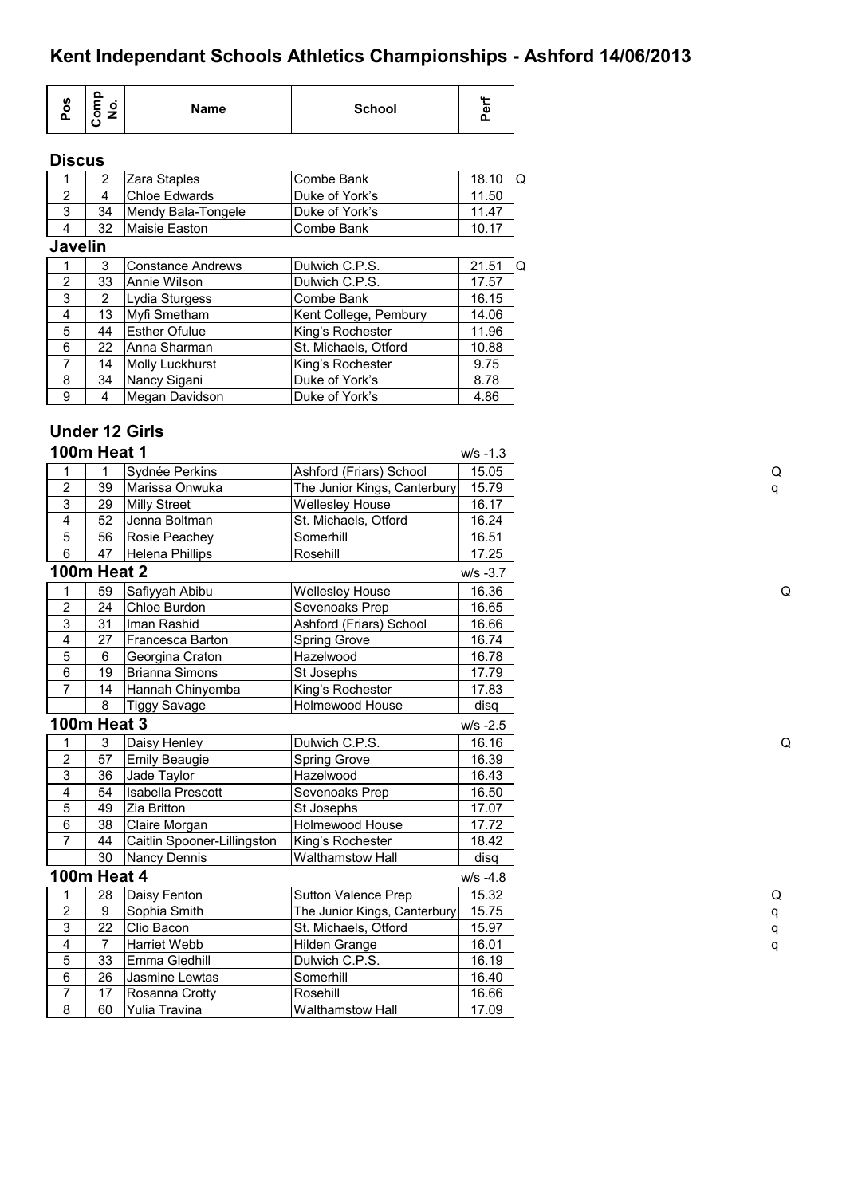# Kent Independant Schools Athletics Championships - Ashford 14/06/2013

| Pos | Comp No. | Name | School | Perf | |
|---|---|---|---|---|---|

### Discus

| Pos | Comp No. | Name | School | Perf | |
|---|---|---|---|---|---|
| 1 | 2 | Zara Staples | Combe Bank | 18.10 | Q |
| 2 | 4 | Chloe Edwards | Duke of York's | 11.50 | |
| 3 | 34 | Mendy Bala-Tongele | Duke of York's | 11.47 | |
| 4 | 32 | Maisie Easton | Combe Bank | 10.17 | |

### Javelin

| Pos | Comp No. | Name | School | Perf | |
|---|---|---|---|---|---|
| 1 | 3 | Constance Andrews | Dulwich C.P.S. | 21.51 | Q |
| 2 | 33 | Annie Wilson | Dulwich C.P.S. | 17.57 | |
| 3 | 2 | Lydia Sturgess | Combe Bank | 16.15 | |
| 4 | 13 | Myfi Smetham | Kent College, Pembury | 14.06 | |
| 5 | 44 | Esther Ofulue | King's Rochester | 11.96 | |
| 6 | 22 | Anna Sharman | St. Michaels, Otford | 10.88 | |
| 7 | 14 | Molly Luckhurst | King's Rochester | 9.75 | |
| 8 | 34 | Nancy Sigani | Duke of York's | 8.78 | |
| 9 | 4 | Megan Davidson | Duke of York's | 4.86 | |

## Under 12 Girls

### 100m Heat 1 — w/s -1.3

| Pos | Comp No. | Name | School | Perf | |
|---|---|---|---|---|---|
| 1 | 1 | Sydnée Perkins | Ashford (Friars) School | 15.05 | Q |
| 2 | 39 | Marissa Onwuka | The Junior Kings, Canterbury | 15.79 | q |
| 3 | 29 | Milly Street | Wellesley House | 16.17 | |
| 4 | 52 | Jenna Boltman | St. Michaels, Otford | 16.24 | |
| 5 | 56 | Rosie Peachey | Somerhill | 16.51 | |
| 6 | 47 | Helena Phillips | Rosehill | 17.25 | |

### 100m Heat 2 — w/s -3.7

| Pos | Comp No. | Name | School | Perf | |
|---|---|---|---|---|---|
| 1 | 59 | Safiyyah Abibu | Wellesley House | 16.36 | Q |
| 2 | 24 | Chloe Burdon | Sevenoaks Prep | 16.65 | |
| 3 | 31 | Iman Rashid | Ashford (Friars) School | 16.66 | |
| 4 | 27 | Francesca Barton | Spring Grove | 16.74 | |
| 5 | 6 | Georgina Craton | Hazelwood | 16.78 | |
| 6 | 19 | Brianna Simons | St Josephs | 17.79 | |
| 7 | 14 | Hannah Chinyemba | King's Rochester | 17.83 | |
| | 8 | Tiggy Savage | Holmewood House | disq | |

### 100m Heat 3 — w/s -2.5

| Pos | Comp No. | Name | School | Perf | |
|---|---|---|---|---|---|
| 1 | 3 | Daisy Henley | Dulwich C.P.S. | 16.16 | Q |
| 2 | 57 | Emily Beaugie | Spring Grove | 16.39 | |
| 3 | 36 | Jade Taylor | Hazelwood | 16.43 | |
| 4 | 54 | Isabella Prescott | Sevenoaks Prep | 16.50 | |
| 5 | 49 | Zia Britton | St Josephs | 17.07 | |
| 6 | 38 | Claire Morgan | Holmewood House | 17.72 | |
| 7 | 44 | Caitlin Spooner-Lillingston | King's Rochester | 18.42 | |
| | 30 | Nancy Dennis | Walthamstow Hall | disq | |

### 100m Heat 4 — w/s -4.8

| Pos | Comp No. | Name | School | Perf | |
|---|---|---|---|---|---|
| 1 | 28 | Daisy Fenton | Sutton Valence Prep | 15.32 | Q |
| 2 | 9 | Sophia Smith | The Junior Kings, Canterbury | 15.75 | q |
| 3 | 22 | Clio Bacon | St. Michaels, Otford | 15.97 | q |
| 4 | 7 | Harriet Webb | Hilden Grange | 16.01 | q |
| 5 | 33 | Emma Gledhill | Dulwich C.P.S. | 16.19 | |
| 6 | 26 | Jasmine Lewtas | Somerhill | 16.40 | |
| 7 | 17 | Rosanna Crotty | Rosehill | 16.66 | |
| 8 | 60 | Yulia Travina | Walthamstow Hall | 17.09 | |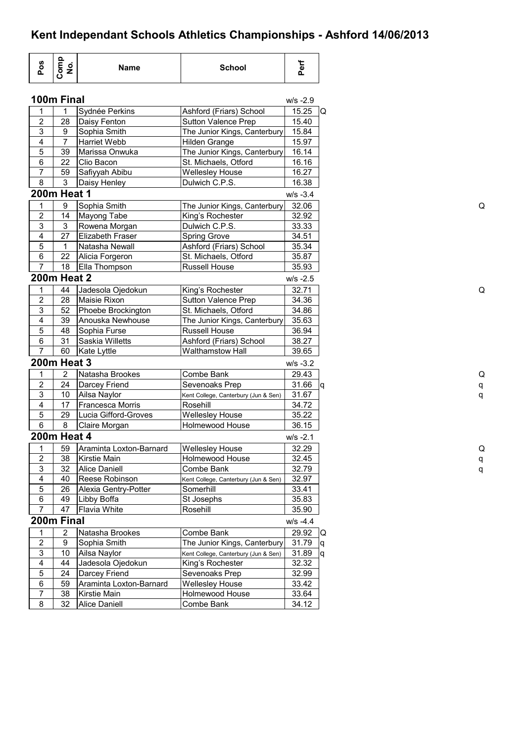# Kent Independant Schools Athletics Championships - Ashford 14/06/2013

| Pos | Comp No. | Name | School | Perf | | |
|---|---|---|---|---|---|---|
| **100m Final** | | | | w/s -2.9 | | |
| 1 | 1 | Sydnée Perkins | Ashford (Friars) School | 15.25 | Q | |
| 2 | 28 | Daisy Fenton | Sutton Valence Prep | 15.40 | | |
| 3 | 9 | Sophia Smith | The Junior Kings, Canterbury | 15.84 | | |
| 4 | 7 | Harriet Webb | Hilden Grange | 15.97 | | |
| 5 | 39 | Marissa Onwuka | The Junior Kings, Canterbury | 16.14 | | |
| 6 | 22 | Clio Bacon | St. Michaels, Otford | 16.16 | | |
| 7 | 59 | Safiyyah Abibu | Wellesley House | 16.27 | | |
| 8 | 3 | Daisy Henley | Dulwich C.P.S. | 16.38 | | |
| **200m Heat 1** | | | | w/s -3.4 | | |
| 1 | 9 | Sophia Smith | The Junior Kings, Canterbury | 32.06 | | Q |
| 2 | 14 | Mayong Tabe | King's Rochester | 32.92 | | |
| 3 | 3 | Rowena Morgan | Dulwich C.P.S. | 33.33 | | |
| 4 | 27 | Elizabeth Fraser | Spring Grove | 34.51 | | |
| 5 | 1 | Natasha Newall | Ashford (Friars) School | 35.34 | | |
| 6 | 22 | Alicia Forgeron | St. Michaels, Otford | 35.87 | | |
| 7 | 18 | Ella Thompson | Russell House | 35.93 | | |
| **200m Heat 2** | | | | w/s -2.5 | | |
| 1 | 44 | Jadesola Ojedokun | King's Rochester | 32.71 | | Q |
| 2 | 28 | Maisie Rixon | Sutton Valence Prep | 34.36 | | |
| 3 | 52 | Phoebe Brockington | St. Michaels, Otford | 34.86 | | |
| 4 | 39 | Anouska Newhouse | The Junior Kings, Canterbury | 35.63 | | |
| 5 | 48 | Sophia Furse | Russell House | 36.94 | | |
| 6 | 31 | Saskia Willetts | Ashford (Friars) School | 38.27 | | |
| 7 | 60 | Kate Lyttle | Walthamstow Hall | 39.65 | | |
| **200m Heat 3** | | | | w/s -3.2 | | |
| 1 | 2 | Natasha Brookes | Combe Bank | 29.43 | | Q |
| 2 | 24 | Darcey Friend | Sevenoaks Prep | 31.66 | q | q |
| 3 | 10 | Ailsa Naylor | Kent College, Canterbury (Jun & Sen) | 31.67 | | q |
| 4 | 17 | Francesca Morris | Rosehill | 34.72 | | |
| 5 | 29 | Lucia Gifford-Groves | Wellesley House | 35.22 | | |
| 6 | 8 | Claire Morgan | Holmewood House | 36.15 | | |
| **200m Heat 4** | | | | w/s -2.1 | | |
| 1 | 59 | Araminta Loxton-Barnard | Wellesley House | 32.29 | | Q |
| 2 | 38 | Kirstie Main | Holmewood House | 32.45 | | q |
| 3 | 32 | Alice Daniell | Combe Bank | 32.79 | | q |
| 4 | 40 | Reese Robinson | Kent College, Canterbury (Jun & Sen) | 32.97 | | |
| 5 | 26 | Alexia Gentry-Potter | Somerhill | 33.41 | | |
| 6 | 49 | Libby Boffa | St Josephs | 35.83 | | |
| 7 | 47 | Flavia White | Rosehill | 35.90 | | |
| **200m Final** | | | | w/s -4.4 | | |
| 1 | 2 | Natasha Brookes | Combe Bank | 29.92 | Q | |
| 2 | 9 | Sophia Smith | The Junior Kings, Canterbury | 31.79 | q | |
| 3 | 10 | Ailsa Naylor | Kent College, Canterbury (Jun & Sen) | 31.89 | q | |
| 4 | 44 | Jadesola Ojedokun | King's Rochester | 32.32 | | |
| 5 | 24 | Darcey Friend | Sevenoaks Prep | 32.99 | | |
| 6 | 59 | Araminta Loxton-Barnard | Wellesley House | 33.42 | | |
| 7 | 38 | Kirstie Main | Holmewood House | 33.64 | | |
| 8 | 32 | Alice Daniell | Combe Bank | 34.12 | | |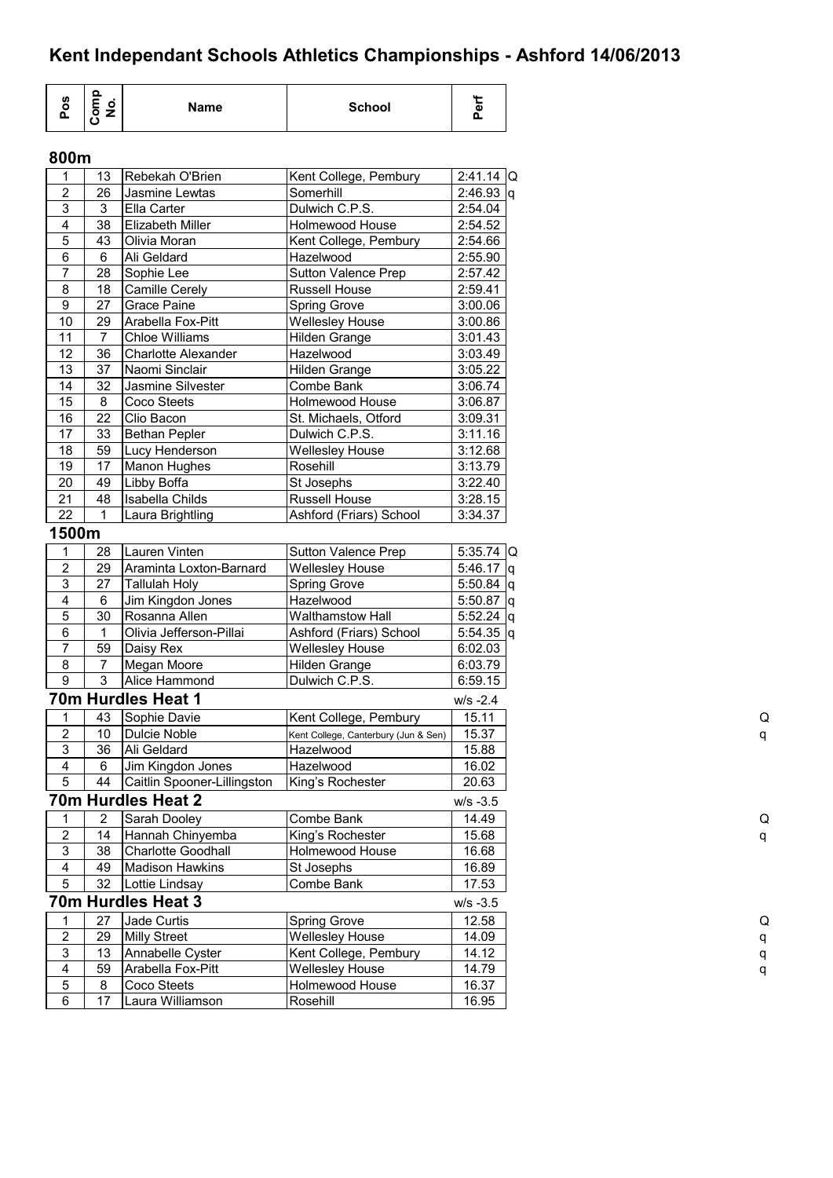# Kent Independant Schools Athletics Championships - Ashford 14/06/2013

## 800m

| Pos | Comp No. | Name | School | Perf | |
|---|---|---|---|---|---|
| 1 | 13 | Rebekah O'Brien | Kent College, Pembury | 2:41.14 | Q |
| 2 | 26 | Jasmine Lewtas | Somerhill | 2:46.93 | q |
| 3 | 3 | Ella Carter | Dulwich C.P.S. | 2:54.04 | |
| 4 | 38 | Elizabeth Miller | Holmewood House | 2:54.52 | |
| 5 | 43 | Olivia Moran | Kent College, Pembury | 2:54.66 | |
| 6 | 6 | Ali Geldard | Hazelwood | 2:55.90 | |
| 7 | 28 | Sophie Lee | Sutton Valence Prep | 2:57.42 | |
| 8 | 18 | Camille Cerely | Russell House | 2:59.41 | |
| 9 | 27 | Grace Paine | Spring Grove | 3:00.06 | |
| 10 | 29 | Arabella Fox-Pitt | Wellesley House | 3:00.86 | |
| 11 | 7 | Chloe Williams | Hilden Grange | 3:01.43 | |
| 12 | 36 | Charlotte Alexander | Hazelwood | 3:03.49 | |
| 13 | 37 | Naomi Sinclair | Hilden Grange | 3:05.22 | |
| 14 | 32 | Jasmine Silvester | Combe Bank | 3:06.74 | |
| 15 | 8 | Coco Steets | Holmewood House | 3:06.87 | |
| 16 | 22 | Clio Bacon | St. Michaels, Otford | 3:09.31 | |
| 17 | 33 | Bethan Pepler | Dulwich C.P.S. | 3:11.16 | |
| 18 | 59 | Lucy Henderson | Wellesley House | 3:12.68 | |
| 19 | 17 | Manon Hughes | Rosehill | 3:13.79 | |
| 20 | 49 | Libby Boffa | St Josephs | 3:22.40 | |
| 21 | 48 | Isabella Childs | Russell House | 3:28.15 | |
| 22 | 1 | Laura Brightling | Ashford (Friars) School | 3:34.37 | |

## 1500m

| Pos | Comp No. | Name | School | Perf | |
|---|---|---|---|---|---|
| 1 | 28 | Lauren Vinten | Sutton Valence Prep | 5:35.74 | Q |
| 2 | 29 | Araminta Loxton-Barnard | Wellesley House | 5:46.17 | q |
| 3 | 27 | Tallulah Holy | Spring Grove | 5:50.84 | q |
| 4 | 6 | Jim Kingdon Jones | Hazelwood | 5:50.87 | q |
| 5 | 30 | Rosanna Allen | Walthamstow Hall | 5:52.24 | q |
| 6 | 1 | Olivia Jefferson-Pillai | Ashford (Friars) School | 5:54.35 | q |
| 7 | 59 | Daisy Rex | Wellesley House | 6:02.03 | |
| 8 | 7 | Megan Moore | Hilden Grange | 6:03.79 | |
| 9 | 3 | Alice Hammond | Dulwich C.P.S. | 6:59.15 | |

## 70m Hurdles Heat 1

w/s -2.4

| Pos | Comp No. | Name | School | Perf | |
|---|---|---|---|---|---|
| 1 | 43 | Sophie Davie | Kent College, Pembury | 15.11 | Q |
| 2 | 10 | Dulcie Noble | Kent College, Canterbury (Jun & Sen) | 15.37 | q |
| 3 | 36 | Ali Geldard | Hazelwood | 15.88 | |
| 4 | 6 | Jim Kingdon Jones | Hazelwood | 16.02 | |
| 5 | 44 | Caitlin Spooner-Lillingston | King's Rochester | 20.63 | |

## 70m Hurdles Heat 2

w/s -3.5

| Pos | Comp No. | Name | School | Perf | |
|---|---|---|---|---|---|
| 1 | 2 | Sarah Dooley | Combe Bank | 14.49 | Q |
| 2 | 14 | Hannah Chinyemba | King's Rochester | 15.68 | q |
| 3 | 38 | Charlotte Goodhall | Holmewood House | 16.68 | |
| 4 | 49 | Madison Hawkins | St Josephs | 16.89 | |
| 5 | 32 | Lottie Lindsay | Combe Bank | 17.53 | |

## 70m Hurdles Heat 3

w/s -3.5

| Pos | Comp No. | Name | School | Perf | |
|---|---|---|---|---|---|
| 1 | 27 | Jade Curtis | Spring Grove | 12.58 | Q |
| 2 | 29 | Milly Street | Wellesley House | 14.09 | q |
| 3 | 13 | Annabelle Cyster | Kent College, Pembury | 14.12 | q |
| 4 | 59 | Arabella Fox-Pitt | Wellesley House | 14.79 | q |
| 5 | 8 | Coco Steets | Holmewood House | 16.37 | |
| 6 | 17 | Laura Williamson | Rosehill | 16.95 | |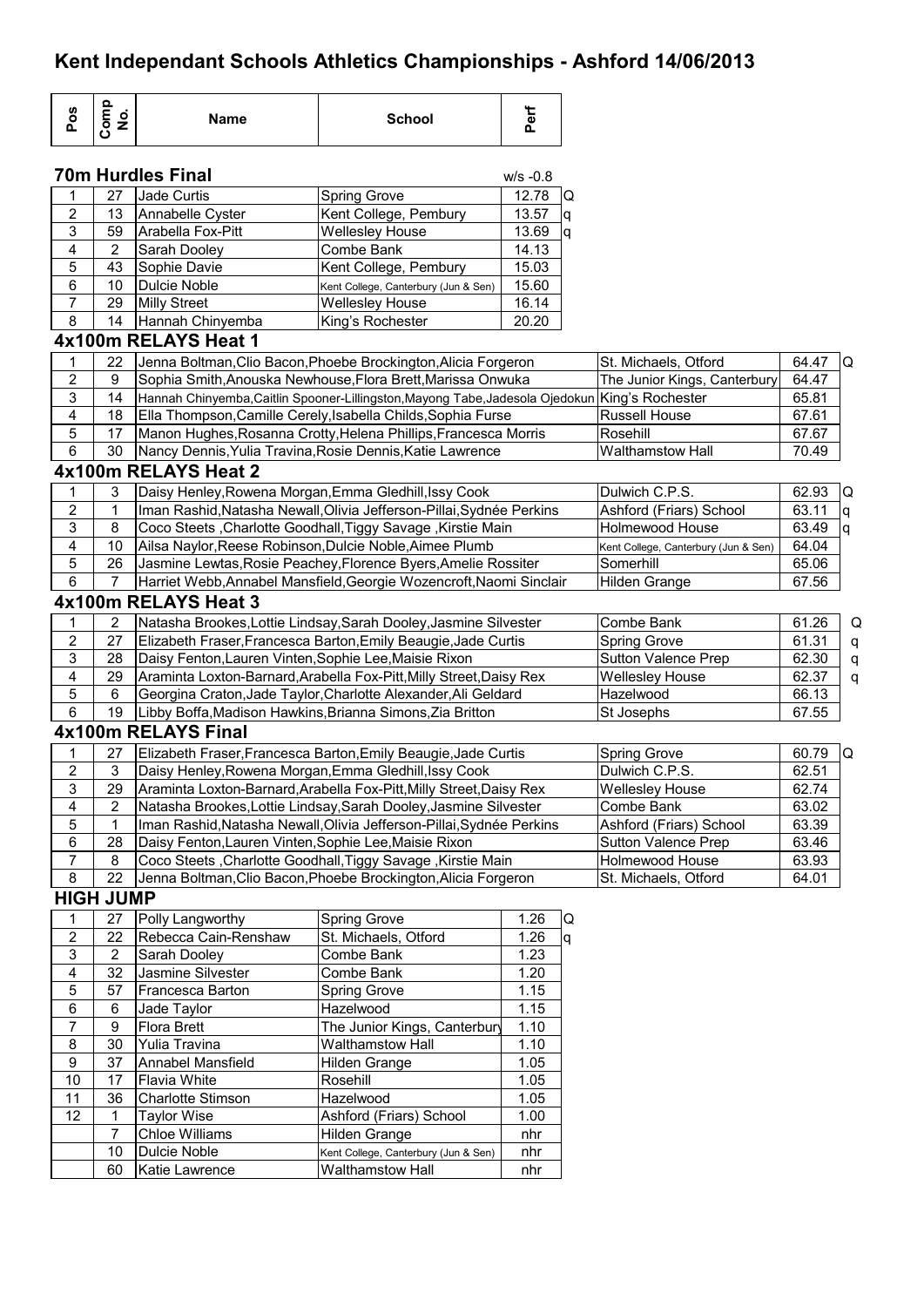# Kent Independant Schools Athletics Championships - Ashford 14/06/2013

| Pos | Comp No. | Name | School | Perf |
|---|---|---|---|---|

## 70m Hurdles Final

w/s -0.8

| Pos | Comp No. | Name | School | Perf | |
|---|---|---|---|---|---|
| 1 | 27 | Jade Curtis | Spring Grove | 12.78 | Q |
| 2 | 13 | Annabelle Cyster | Kent College, Pembury | 13.57 | q |
| 3 | 59 | Arabella Fox-Pitt | Wellesley House | 13.69 | q |
| 4 | 2 | Sarah Dooley | Combe Bank | 14.13 | |
| 5 | 43 | Sophie Davie | Kent College, Pembury | 15.03 | |
| 6 | 10 | Dulcie Noble | Kent College, Canterbury (Jun & Sen) | 15.60 | |
| 7 | 29 | Milly Street | Wellesley House | 16.14 | |
| 8 | 14 | Hannah Chinyemba | King's Rochester | 20.20 | |

## 4x100m RELAYS Heat 1

| Pos | Comp No. | Name | School | Perf | |
|---|---|---|---|---|---|
| 1 | 22 | Jenna Boltman,Clio Bacon,Phoebe Brockington,Alicia Forgeron | St. Michaels, Otford | 64.47 | Q |
| 2 | 9 | Sophia Smith,Anouska Newhouse,Flora Brett,Marissa Onwuka | The Junior Kings, Canterbury | 64.47 | |
| 3 | 14 | Hannah Chinyemba,Caitlin Spooner-Lillingston,Mayong Tabe,Jadesola Ojedokun | King's Rochester | 65.81 | |
| 4 | 18 | Ella Thompson,Camille Cerely,Isabella Childs,Sophia Furse | Russell House | 67.61 | |
| 5 | 17 | Manon Hughes,Rosanna Crotty,Helena Phillips,Francesca Morris | Rosehill | 67.67 | |
| 6 | 30 | Nancy Dennis,Yulia Travina,Rosie Dennis,Katie Lawrence | Walthamstow Hall | 70.49 | |

## 4x100m RELAYS Heat 2

| Pos | Comp No. | Name | School | Perf | |
|---|---|---|---|---|---|
| 1 | 3 | Daisy Henley,Rowena Morgan,Emma Gledhill,Issy Cook | Dulwich C.P.S. | 62.93 | Q |
| 2 | 1 | Iman Rashid,Natasha Newall,Olivia Jefferson-Pillai,Sydnée Perkins | Ashford (Friars) School | 63.11 | q |
| 3 | 8 | Coco Steets ,Charlotte Goodhall,Tiggy Savage ,Kirstie Main | Holmewood House | 63.49 | q |
| 4 | 10 | Ailsa Naylor,Reese Robinson,Dulcie Noble,Aimee Plumb | Kent College, Canterbury (Jun & Sen) | 64.04 | |
| 5 | 26 | Jasmine Lewtas,Rosie Peachey,Florence Byers,Amelie Rossiter | Somerhill | 65.06 | |
| 6 | 7 | Harriet Webb,Annabel Mansfield,Georgie Wozencroft,Naomi Sinclair | Hilden Grange | 67.56 | |

## 4x100m RELAYS Heat 3

| Pos | Comp No. | Name | School | Perf | |
|---|---|---|---|---|---|
| 1 | 2 | Natasha Brookes,Lottie Lindsay,Sarah Dooley,Jasmine Silvester | Combe Bank | 61.26 | Q |
| 2 | 27 | Elizabeth Fraser,Francesca Barton,Emily Beaugie,Jade Curtis | Spring Grove | 61.31 | q |
| 3 | 28 | Daisy Fenton,Lauren Vinten,Sophie Lee,Maisie Rixon | Sutton Valence Prep | 62.30 | q |
| 4 | 29 | Araminta Loxton-Barnard,Arabella Fox-Pitt,Milly Street,Daisy Rex | Wellesley House | 62.37 | q |
| 5 | 6 | Georgina Craton,Jade Taylor,Charlotte Alexander,Ali Geldard | Hazelwood | 66.13 | |
| 6 | 19 | Libby Boffa,Madison Hawkins,Brianna Simons,Zia Britton | St Josephs | 67.55 | |

## 4x100m RELAYS Final

| Pos | Comp No. | Name | School | Perf | |
|---|---|---|---|---|---|
| 1 | 27 | Elizabeth Fraser,Francesca Barton,Emily Beaugie,Jade Curtis | Spring Grove | 60.79 | Q |
| 2 | 3 | Daisy Henley,Rowena Morgan,Emma Gledhill,Issy Cook | Dulwich C.P.S. | 62.51 | |
| 3 | 29 | Araminta Loxton-Barnard,Arabella Fox-Pitt,Milly Street,Daisy Rex | Wellesley House | 62.74 | |
| 4 | 2 | Natasha Brookes,Lottie Lindsay,Sarah Dooley,Jasmine Silvester | Combe Bank | 63.02 | |
| 5 | 1 | Iman Rashid,Natasha Newall,Olivia Jefferson-Pillai,Sydnée Perkins | Ashford (Friars) School | 63.39 | |
| 6 | 28 | Daisy Fenton,Lauren Vinten,Sophie Lee,Maisie Rixon | Sutton Valence Prep | 63.46 | |
| 7 | 8 | Coco Steets ,Charlotte Goodhall,Tiggy Savage ,Kirstie Main | Holmewood House | 63.93 | |
| 8 | 22 | Jenna Boltman,Clio Bacon,Phoebe Brockington,Alicia Forgeron | St. Michaels, Otford | 64.01 | |

## HIGH JUMP

| Pos | Comp No. | Name | School | Perf | |
|---|---|---|---|---|---|
| 1 | 27 | Polly Langworthy | Spring Grove | 1.26 | Q |
| 2 | 22 | Rebecca Cain-Renshaw | St. Michaels, Otford | 1.26 | q |
| 3 | 2 | Sarah Dooley | Combe Bank | 1.23 | |
| 4 | 32 | Jasmine Silvester | Combe Bank | 1.20 | |
| 5 | 57 | Francesca Barton | Spring Grove | 1.15 | |
| 6 | 6 | Jade Taylor | Hazelwood | 1.15 | |
| 7 | 9 | Flora Brett | The Junior Kings, Canterbury | 1.10 | |
| 8 | 30 | Yulia Travina | Walthamstow Hall | 1.10 | |
| 9 | 37 | Annabel Mansfield | Hilden Grange | 1.05 | |
| 10 | 17 | Flavia White | Rosehill | 1.05 | |
| 11 | 36 | Charlotte Stimson | Hazelwood | 1.05 | |
| 12 | 1 | Taylor Wise | Ashford (Friars) School | 1.00 | |
| | 7 | Chloe Williams | Hilden Grange | nhr | |
| | 10 | Dulcie Noble | Kent College, Canterbury (Jun & Sen) | nhr | |
| | 60 | Katie Lawrence | Walthamstow Hall | nhr | |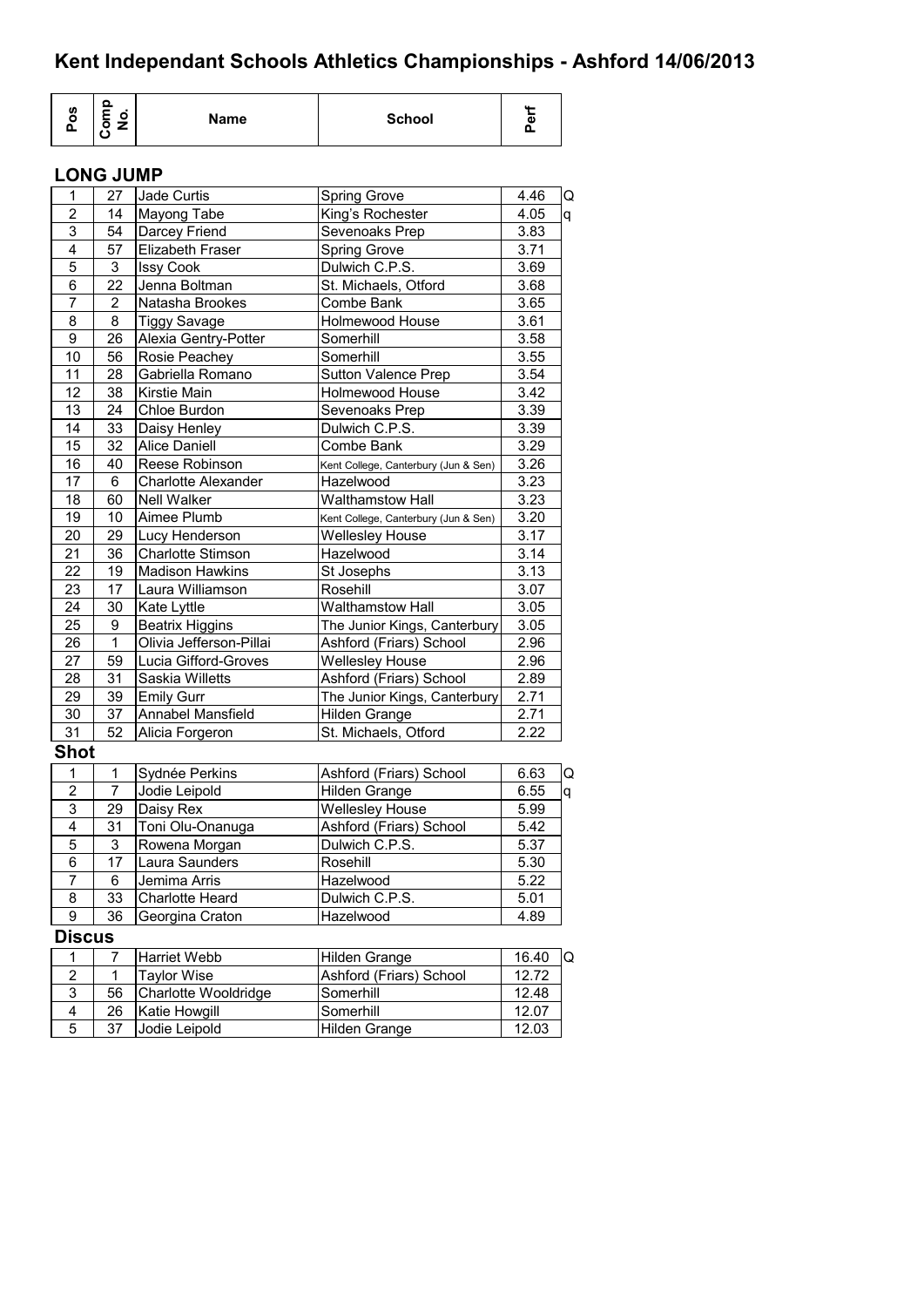# Kent Independant Schools Athletics Championships - Ashford 14/06/2013

## LONG JUMP

| Pos | Comp No. | Name | School | Perf | |
|---|---|---|---|---|---|
| 1 | 27 | Jade Curtis | Spring Grove | 4.46 | Q |
| 2 | 14 | Mayong Tabe | King's Rochester | 4.05 | q |
| 3 | 54 | Darcey Friend | Sevenoaks Prep | 3.83 | |
| 4 | 57 | Elizabeth Fraser | Spring Grove | 3.71 | |
| 5 | 3 | Issy Cook | Dulwich C.P.S. | 3.69 | |
| 6 | 22 | Jenna Boltman | St. Michaels, Otford | 3.68 | |
| 7 | 2 | Natasha Brookes | Combe Bank | 3.65 | |
| 8 | 8 | Tiggy Savage | Holmewood House | 3.61 | |
| 9 | 26 | Alexia Gentry-Potter | Somerhill | 3.58 | |
| 10 | 56 | Rosie Peachey | Somerhill | 3.55 | |
| 11 | 28 | Gabriella Romano | Sutton Valence Prep | 3.54 | |
| 12 | 38 | Kirstie Main | Holmewood House | 3.42 | |
| 13 | 24 | Chloe Burdon | Sevenoaks Prep | 3.39 | |
| 14 | 33 | Daisy Henley | Dulwich C.P.S. | 3.39 | |
| 15 | 32 | Alice Daniell | Combe Bank | 3.29 | |
| 16 | 40 | Reese Robinson | Kent College, Canterbury (Jun & Sen) | 3.26 | |
| 17 | 6 | Charlotte Alexander | Hazelwood | 3.23 | |
| 18 | 60 | Nell Walker | Walthamstow Hall | 3.23 | |
| 19 | 10 | Aimee Plumb | Kent College, Canterbury (Jun & Sen) | 3.20 | |
| 20 | 29 | Lucy Henderson | Wellesley House | 3.17 | |
| 21 | 36 | Charlotte Stimson | Hazelwood | 3.14 | |
| 22 | 19 | Madison Hawkins | St Josephs | 3.13 | |
| 23 | 17 | Laura Williamson | Rosehill | 3.07 | |
| 24 | 30 | Kate Lyttle | Walthamstow Hall | 3.05 | |
| 25 | 9 | Beatrix Higgins | The Junior Kings, Canterbury | 3.05 | |
| 26 | 1 | Olivia Jefferson-Pillai | Ashford (Friars) School | 2.96 | |
| 27 | 59 | Lucia Gifford-Groves | Wellesley House | 2.96 | |
| 28 | 31 | Saskia Willetts | Ashford (Friars) School | 2.89 | |
| 29 | 39 | Emily Gurr | The Junior Kings, Canterbury | 2.71 | |
| 30 | 37 | Annabel Mansfield | Hilden Grange | 2.71 | |
| 31 | 52 | Alicia Forgeron | St. Michaels, Otford | 2.22 | |

## Shot

| Pos | Comp No. | Name | School | Perf | |
|---|---|---|---|---|---|
| 1 | 1 | Sydnée Perkins | Ashford (Friars) School | 6.63 | Q |
| 2 | 7 | Jodie Leipold | Hilden Grange | 6.55 | q |
| 3 | 29 | Daisy Rex | Wellesley House | 5.99 | |
| 4 | 31 | Toni Olu-Onanuga | Ashford (Friars) School | 5.42 | |
| 5 | 3 | Rowena Morgan | Dulwich C.P.S. | 5.37 | |
| 6 | 17 | Laura Saunders | Rosehill | 5.30 | |
| 7 | 6 | Jemima Arris | Hazelwood | 5.22 | |
| 8 | 33 | Charlotte Heard | Dulwich C.P.S. | 5.01 | |
| 9 | 36 | Georgina Craton | Hazelwood | 4.89 | |

## Discus

| Pos | Comp No. | Name | School | Perf | |
|---|---|---|---|---|---|
| 1 | 7 | Harriet Webb | Hilden Grange | 16.40 | Q |
| 2 | 1 | Taylor Wise | Ashford (Friars) School | 12.72 | |
| 3 | 56 | Charlotte Wooldridge | Somerhill | 12.48 | |
| 4 | 26 | Katie Howgill | Somerhill | 12.07 | |
| 5 | 37 | Jodie Leipold | Hilden Grange | 12.03 | |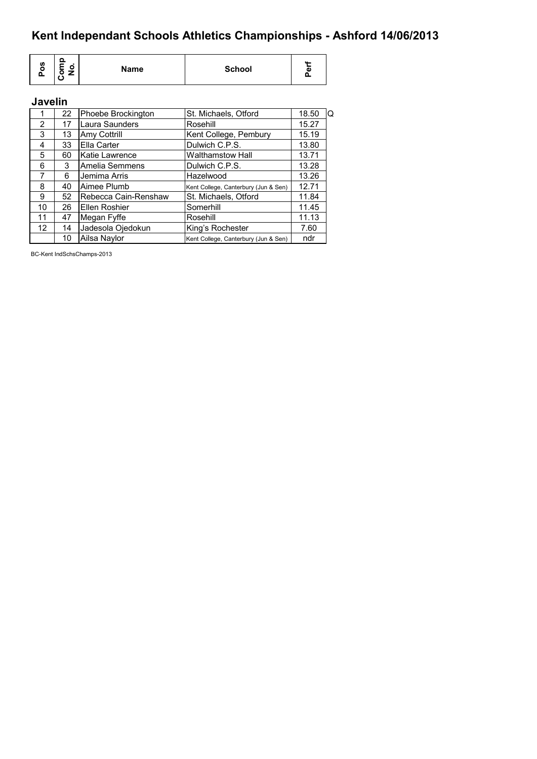# Kent Independant Schools Athletics Championships - Ashford 14/06/2013

## Javelin

| Pos | Comp No. | Name | School | Perf | |
|---|---|---|---|---|---|
| 1 | 22 | Phoebe Brockington | St. Michaels, Otford | 18.50 | Q |
| 2 | 17 | Laura Saunders | Rosehill | 15.27 | |
| 3 | 13 | Amy Cottrill | Kent College, Pembury | 15.19 | |
| 4 | 33 | Ella Carter | Dulwich C.P.S. | 13.80 | |
| 5 | 60 | Katie Lawrence | Walthamstow Hall | 13.71 | |
| 6 | 3 | Amelia Semmens | Dulwich C.P.S. | 13.28 | |
| 7 | 6 | Jemima Arris | Hazelwood | 13.26 | |
| 8 | 40 | Aimee Plumb | Kent College, Canterbury (Jun & Sen) | 12.71 | |
| 9 | 52 | Rebecca Cain-Renshaw | St. Michaels, Otford | 11.84 | |
| 10 | 26 | Ellen Roshier | Somerhill | 11.45 | |
| 11 | 47 | Megan Fyffe | Rosehill | 11.13 | |
| 12 | 14 | Jadesola Ojedokun | King's Rochester | 7.60 | |
| | 10 | Ailsa Naylor | Kent College, Canterbury (Jun & Sen) | ndr | |

BC-Kent IndSchsChamps-2013